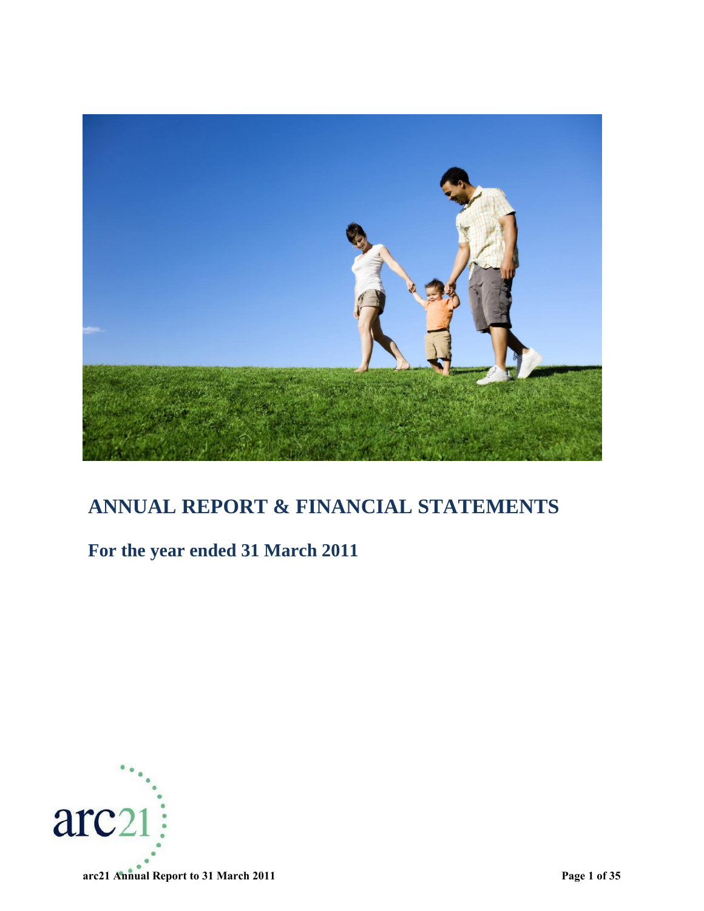# ANNUAL REPORT & FINANCIAL STATEMENTS

## For the year ended 31 March 2011

arc21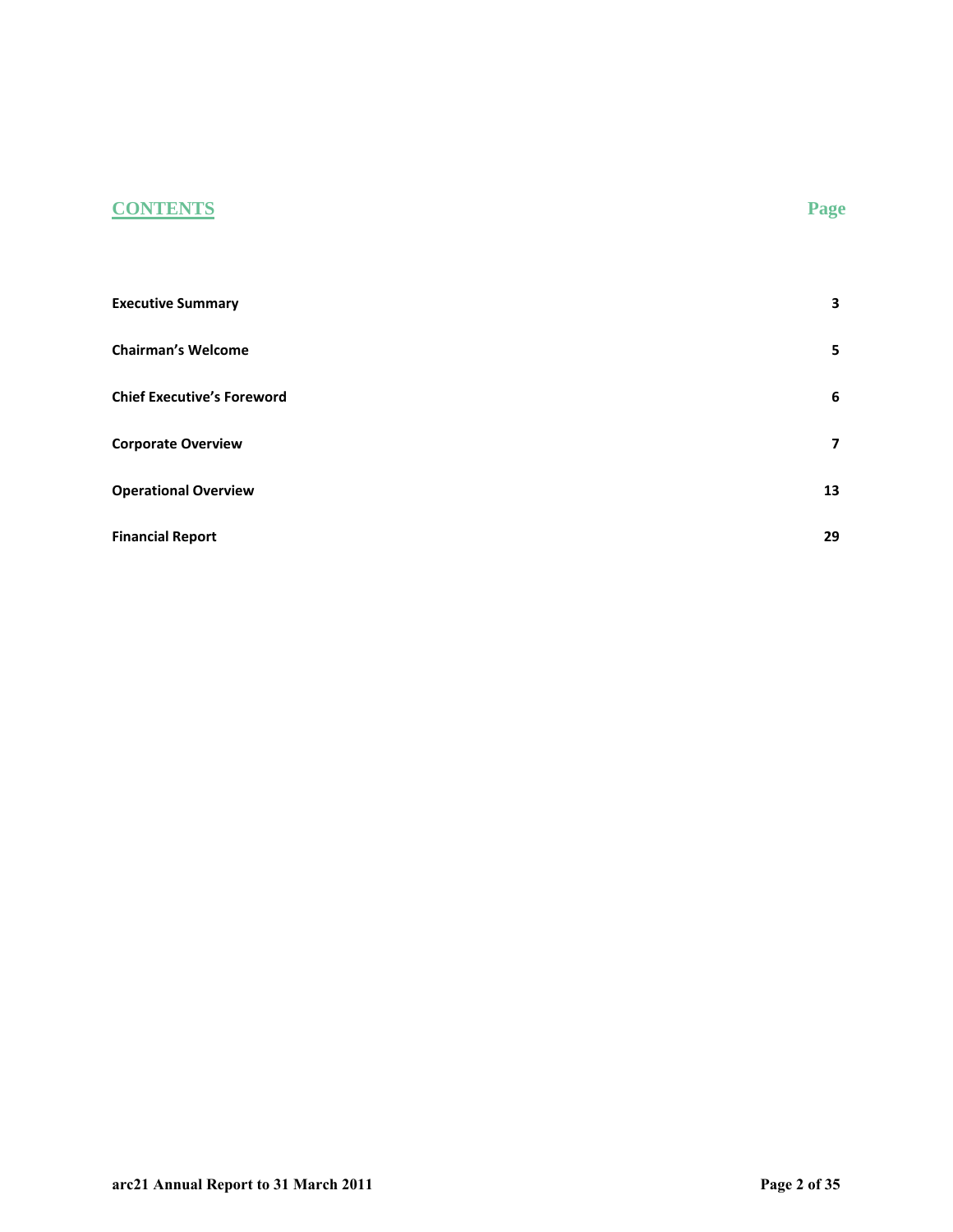## CONTENTS

| | Page |
|---|---|
| **Executive Summary** | **3** |
| **Chairman's Welcome** | **5** |
| **Chief Executive's Foreword** | **6** |
| **Corporate Overview** | **7** |
| **Operational Overview** | **13** |
| **Financial Report** | **29** |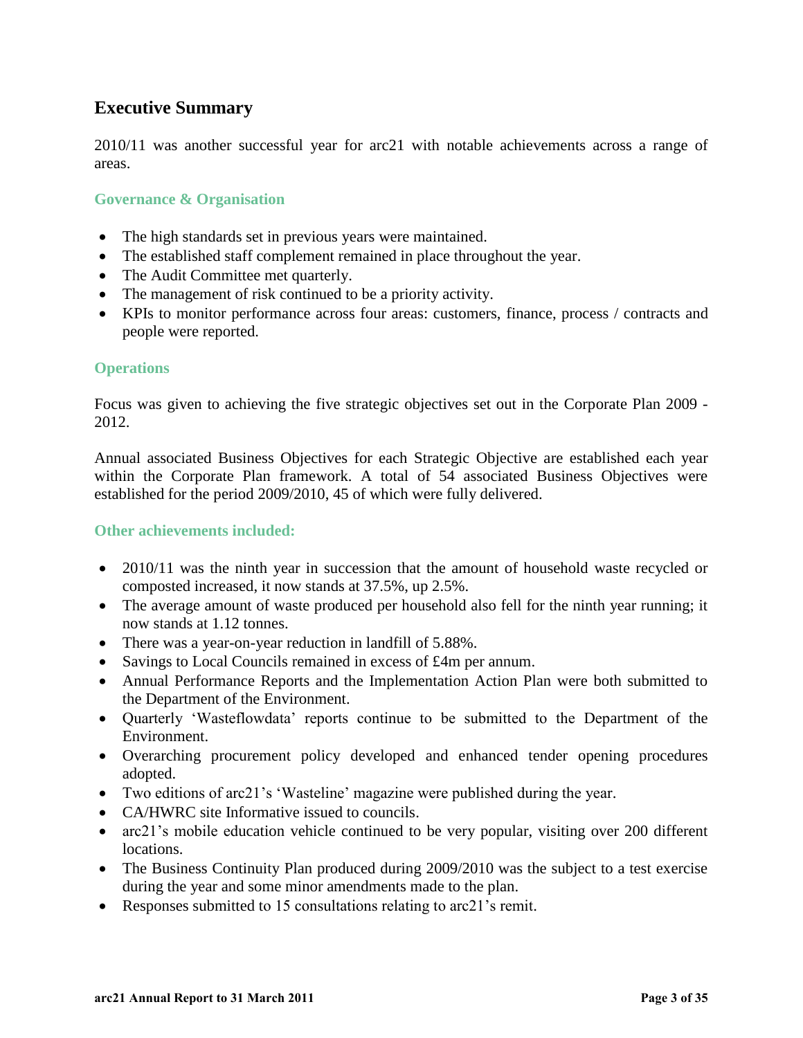## Executive Summary

2010/11 was another successful year for arc21 with notable achievements across a range of areas.

### Governance & Organisation

- The high standards set in previous years were maintained.
- The established staff complement remained in place throughout the year.
- The Audit Committee met quarterly.
- The management of risk continued to be a priority activity.
- KPIs to monitor performance across four areas: customers, finance, process / contracts and people were reported.

### Operations

Focus was given to achieving the five strategic objectives set out in the Corporate Plan 2009 - 2012.

Annual associated Business Objectives for each Strategic Objective are established each year within the Corporate Plan framework. A total of 54 associated Business Objectives were established for the period 2009/2010, 45 of which were fully delivered.

### Other achievements included:

- 2010/11 was the ninth year in succession that the amount of household waste recycled or composted increased, it now stands at 37.5%, up 2.5%.
- The average amount of waste produced per household also fell for the ninth year running; it now stands at 1.12 tonnes.
- There was a year-on-year reduction in landfill of 5.88%.
- Savings to Local Councils remained in excess of £4m per annum.
- Annual Performance Reports and the Implementation Action Plan were both submitted to the Department of the Environment.
- Quarterly 'Wasteflowdata' reports continue to be submitted to the Department of the Environment.
- Overarching procurement policy developed and enhanced tender opening procedures adopted.
- Two editions of arc21's 'Wasteline' magazine were published during the year.
- CA/HWRC site Informative issued to councils.
- arc21's mobile education vehicle continued to be very popular, visiting over 200 different locations.
- The Business Continuity Plan produced during 2009/2010 was the subject to a test exercise during the year and some minor amendments made to the plan.
- Responses submitted to 15 consultations relating to arc21's remit.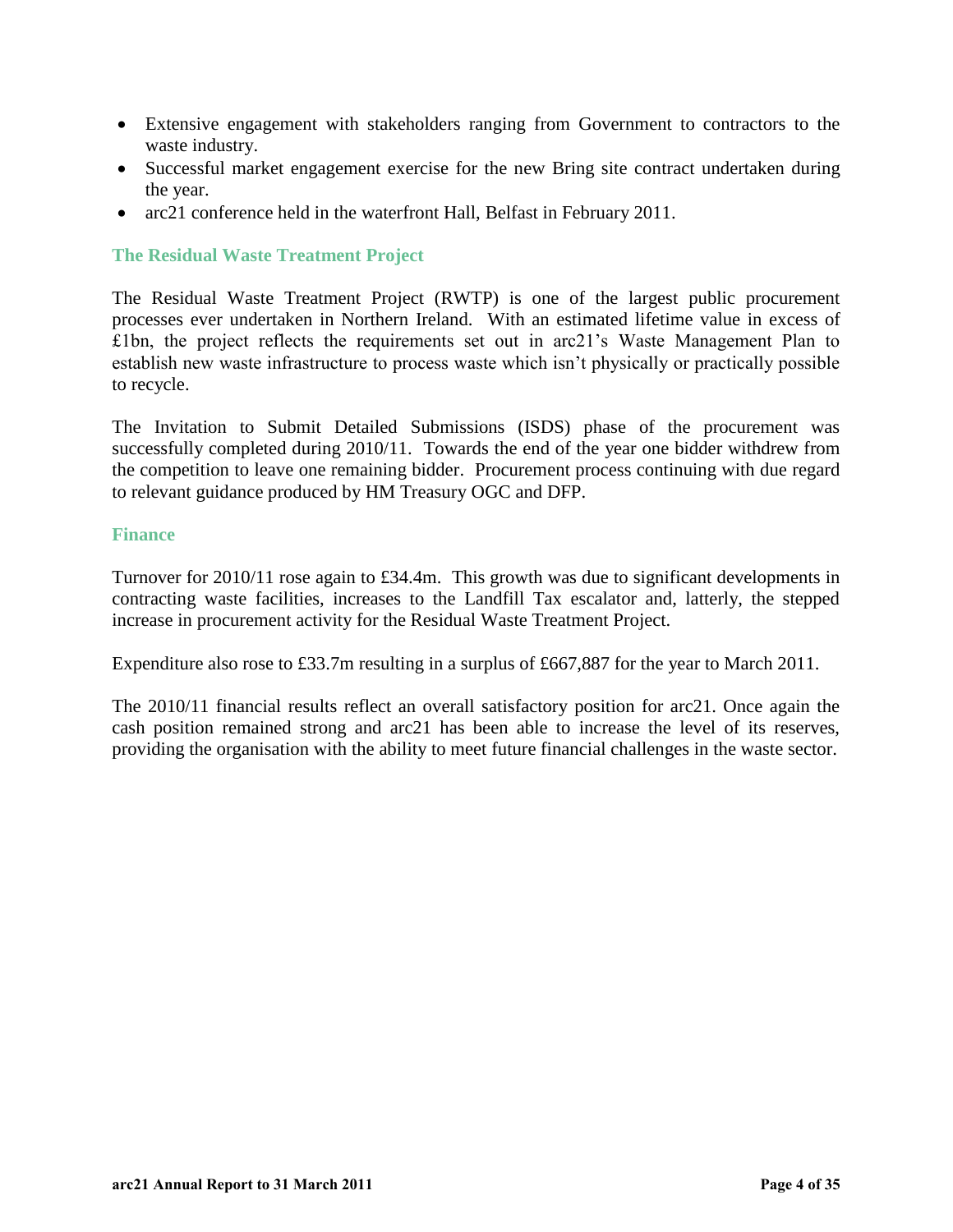- Extensive engagement with stakeholders ranging from Government to contractors to the waste industry.
- Successful market engagement exercise for the new Bring site contract undertaken during the year.
- arc21 conference held in the waterfront Hall, Belfast in February 2011.

## The Residual Waste Treatment Project

The Residual Waste Treatment Project (RWTP) is one of the largest public procurement processes ever undertaken in Northern Ireland. With an estimated lifetime value in excess of £1bn, the project reflects the requirements set out in arc21's Waste Management Plan to establish new waste infrastructure to process waste which isn't physically or practically possible to recycle.

The Invitation to Submit Detailed Submissions (ISDS) phase of the procurement was successfully completed during 2010/11. Towards the end of the year one bidder withdrew from the competition to leave one remaining bidder. Procurement process continuing with due regard to relevant guidance produced by HM Treasury OGC and DFP.

## Finance

Turnover for 2010/11 rose again to £34.4m. This growth was due to significant developments in contracting waste facilities, increases to the Landfill Tax escalator and, latterly, the stepped increase in procurement activity for the Residual Waste Treatment Project.

Expenditure also rose to £33.7m resulting in a surplus of £667,887 for the year to March 2011.

The 2010/11 financial results reflect an overall satisfactory position for arc21. Once again the cash position remained strong and arc21 has been able to increase the level of its reserves, providing the organisation with the ability to meet future financial challenges in the waste sector.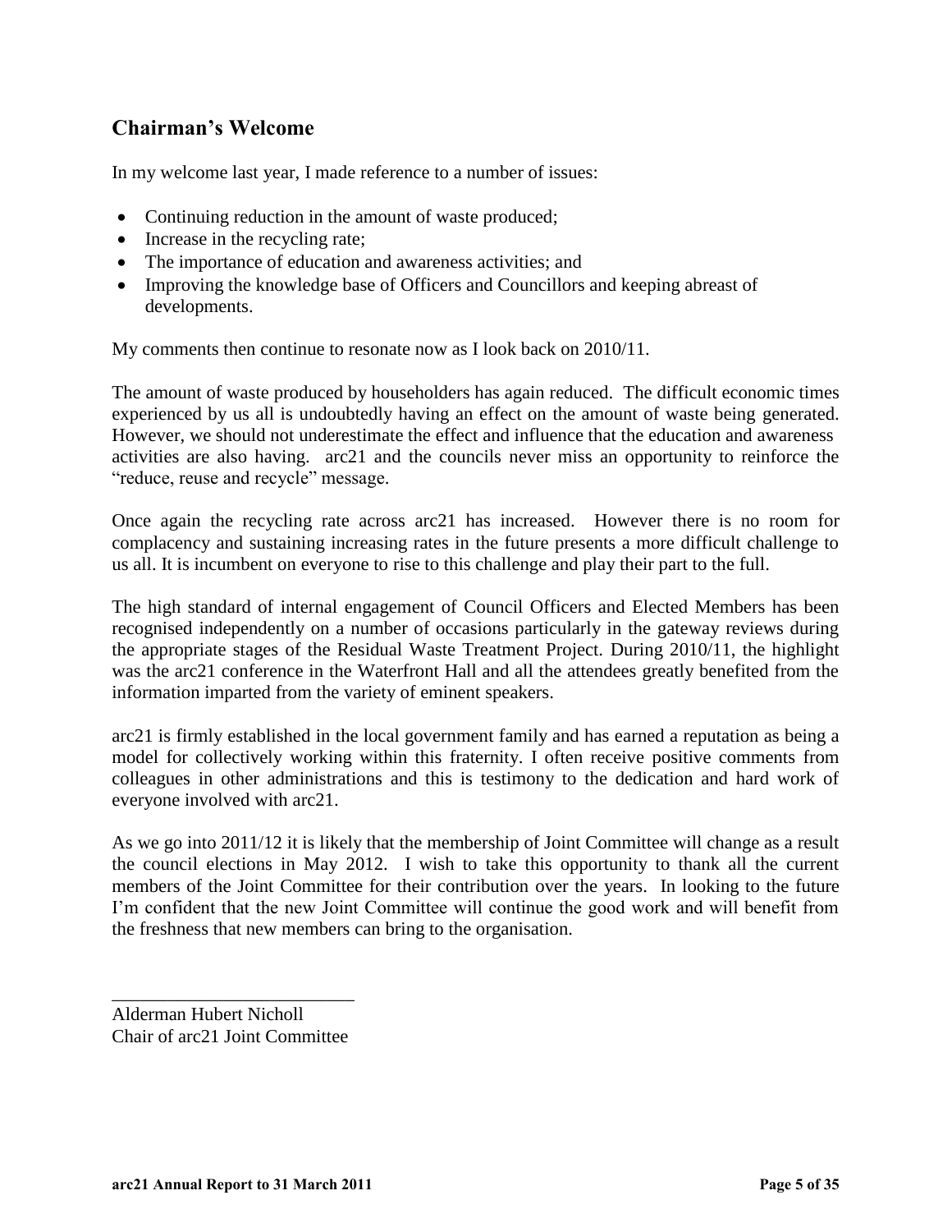## Chairman's Welcome

In my welcome last year, I made reference to a number of issues:

- Continuing reduction in the amount of waste produced;
- Increase in the recycling rate;
- The importance of education and awareness activities; and
- Improving the knowledge base of Officers and Councillors and keeping abreast of developments.

My comments then continue to resonate now as I look back on 2010/11.

The amount of waste produced by householders has again reduced. The difficult economic times experienced by us all is undoubtedly having an effect on the amount of waste being generated. However, we should not underestimate the effect and influence that the education and awareness activities are also having. arc21 and the councils never miss an opportunity to reinforce the "reduce, reuse and recycle" message.

Once again the recycling rate across arc21 has increased. However there is no room for complacency and sustaining increasing rates in the future presents a more difficult challenge to us all. It is incumbent on everyone to rise to this challenge and play their part to the full.

The high standard of internal engagement of Council Officers and Elected Members has been recognised independently on a number of occasions particularly in the gateway reviews during the appropriate stages of the Residual Waste Treatment Project. During 2010/11, the highlight was the arc21 conference in the Waterfront Hall and all the attendees greatly benefited from the information imparted from the variety of eminent speakers.

arc21 is firmly established in the local government family and has earned a reputation as being a model for collectively working within this fraternity. I often receive positive comments from colleagues in other administrations and this is testimony to the dedication and hard work of everyone involved with arc21.

As we go into 2011/12 it is likely that the membership of Joint Committee will change as a result the council elections in May 2012. I wish to take this opportunity to thank all the current members of the Joint Committee for their contribution over the years. In looking to the future I'm confident that the new Joint Committee will continue the good work and will benefit from the freshness that new members can bring to the organisation.

\_\_\_\_\_\_\_\_\_\_\_\_\_\_\_\_\_\_\_\_\_\_\_\_\_\_

Alderman Hubert Nicholl
Chair of arc21 Joint Committee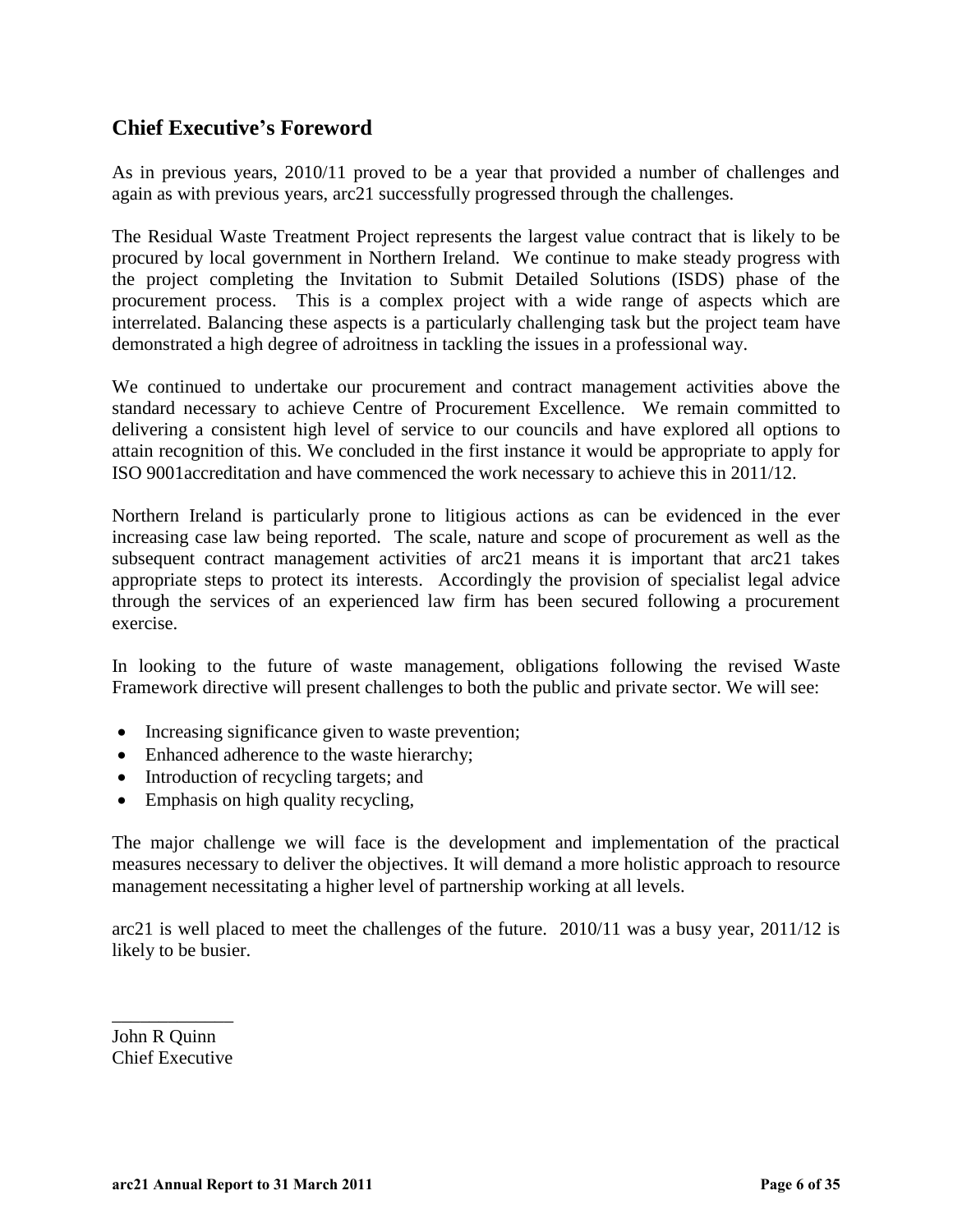## Chief Executive's Foreword

As in previous years, 2010/11 proved to be a year that provided a number of challenges and again as with previous years, arc21 successfully progressed through the challenges.

The Residual Waste Treatment Project represents the largest value contract that is likely to be procured by local government in Northern Ireland. We continue to make steady progress with the project completing the Invitation to Submit Detailed Solutions (ISDS) phase of the procurement process. This is a complex project with a wide range of aspects which are interrelated. Balancing these aspects is a particularly challenging task but the project team have demonstrated a high degree of adroitness in tackling the issues in a professional way.

We continued to undertake our procurement and contract management activities above the standard necessary to achieve Centre of Procurement Excellence. We remain committed to delivering a consistent high level of service to our councils and have explored all options to attain recognition of this. We concluded in the first instance it would be appropriate to apply for ISO 9001accreditation and have commenced the work necessary to achieve this in 2011/12.

Northern Ireland is particularly prone to litigious actions as can be evidenced in the ever increasing case law being reported. The scale, nature and scope of procurement as well as the subsequent contract management activities of arc21 means it is important that arc21 takes appropriate steps to protect its interests. Accordingly the provision of specialist legal advice through the services of an experienced law firm has been secured following a procurement exercise.

In looking to the future of waste management, obligations following the revised Waste Framework directive will present challenges to both the public and private sector. We will see:

- Increasing significance given to waste prevention;
- Enhanced adherence to the waste hierarchy;
- Introduction of recycling targets; and
- Emphasis on high quality recycling,

The major challenge we will face is the development and implementation of the practical measures necessary to deliver the objectives. It will demand a more holistic approach to resource management necessitating a higher level of partnership working at all levels.

arc21 is well placed to meet the challenges of the future. 2010/11 was a busy year, 2011/12 is likely to be busier.

_____________

John R Quinn
Chief Executive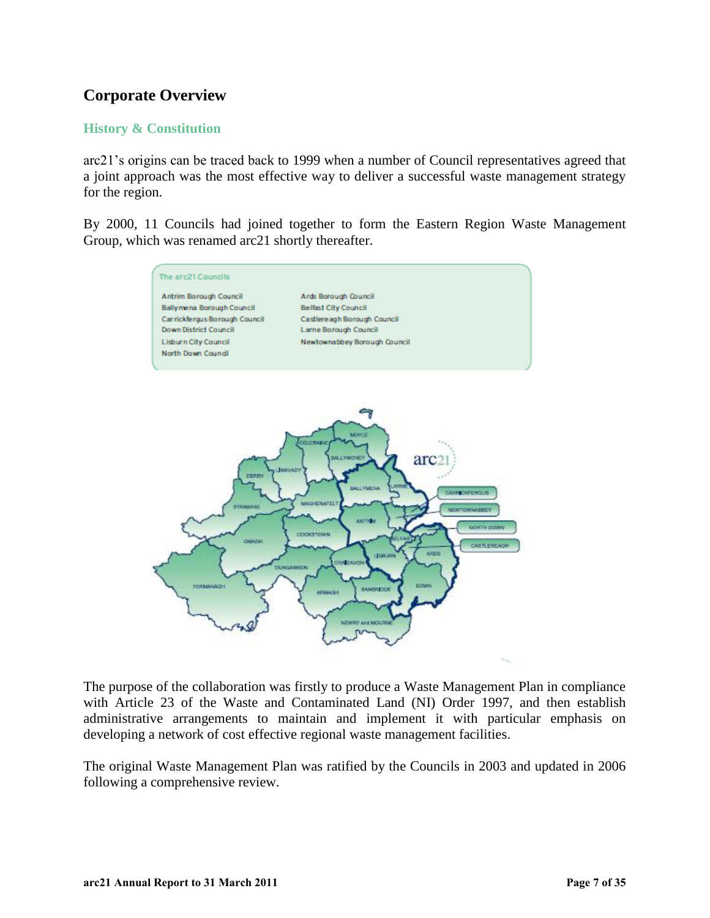## Corporate Overview

### History & Constitution

arc21's origins can be traced back to 1999 when a number of Council representatives agreed that a joint approach was the most effective way to deliver a successful waste management strategy for the region.

By 2000, 11 Councils had joined together to form the Eastern Region Waste Management Group, which was renamed arc21 shortly thereafter.

**The arc21 Councils**

| | |
|---|---|
| Antrim Borough Council | Ards Borough Council |
| Ballymena Borough Council | Belfast City Council |
| Carrickfergus Borough Council | Castlereagh Borough Council |
| Down District Council | Larne Borough Council |
| Lisburn City Council | Newtownabbey Borough Council |
| North Down Council | |

The purpose of the collaboration was firstly to produce a Waste Management Plan in compliance with Article 23 of the Waste and Contaminated Land (NI) Order 1997, and then establish administrative arrangements to maintain and implement it with particular emphasis on developing a network of cost effective regional waste management facilities.

The original Waste Management Plan was ratified by the Councils in 2003 and updated in 2006 following a comprehensive review.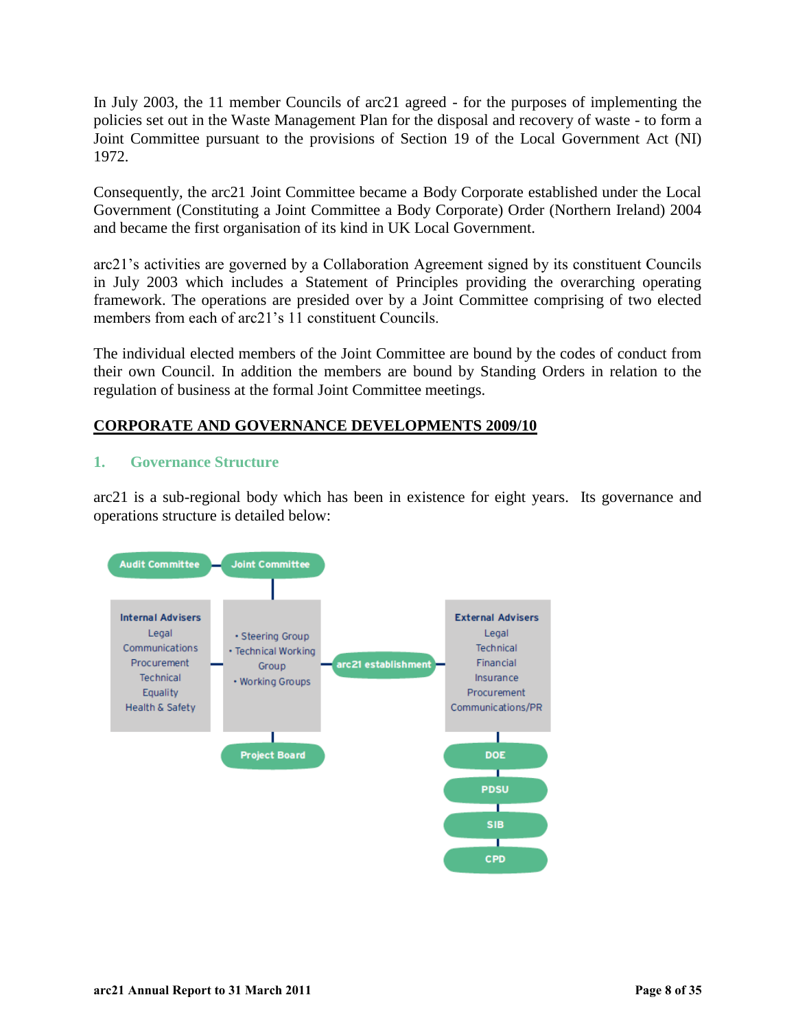In July 2003, the 11 member Councils of arc21 agreed - for the purposes of implementing the policies set out in the Waste Management Plan for the disposal and recovery of waste - to form a Joint Committee pursuant to the provisions of Section 19 of the Local Government Act (NI) 1972.

Consequently, the arc21 Joint Committee became a Body Corporate established under the Local Government (Constituting a Joint Committee a Body Corporate) Order (Northern Ireland) 2004 and became the first organisation of its kind in UK Local Government.

arc21's activities are governed by a Collaboration Agreement signed by its constituent Councils in July 2003 which includes a Statement of Principles providing the overarching operating framework. The operations are presided over by a Joint Committee comprising of two elected members from each of arc21's 11 constituent Councils.

The individual elected members of the Joint Committee are bound by the codes of conduct from their own Council. In addition the members are bound by Standing Orders in relation to the regulation of business at the formal Joint Committee meetings.

## CORPORATE AND GOVERNANCE DEVELOPMENTS 2009/10

### 1. Governance Structure

arc21 is a sub-regional body which has been in existence for eight years. Its governance and operations structure is detailed below:

Audit Committee — Joint Committee

**Internal Advisers**
Legal
Communications
Procurement
Technical
Equality
Health & Safety

- Steering Group
- Technical Working Group
- Working Groups

arc21 establishment

**External Advisers**
Legal
Technical
Financial
Insurance
Procurement
Communications/PR

Project Board

DOE
PDSU
SIB
CPD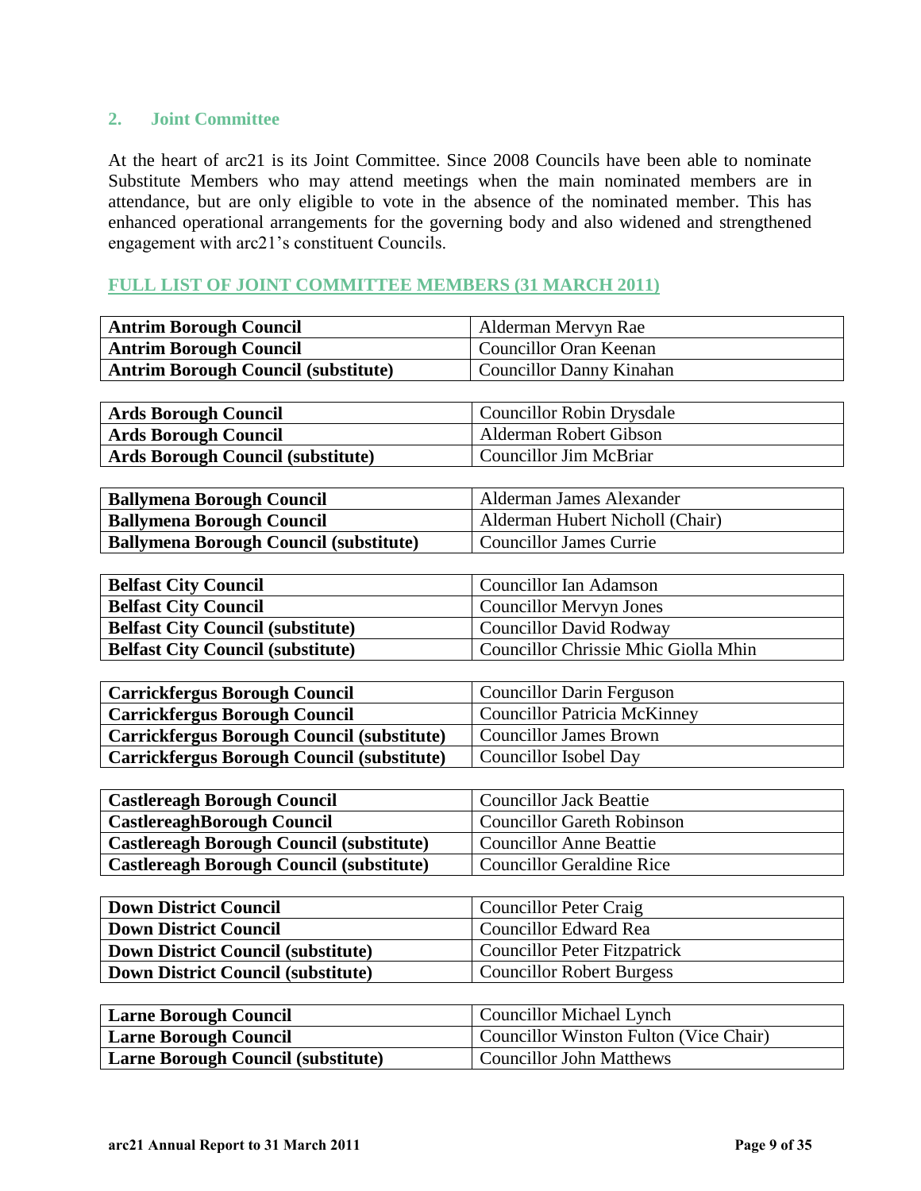## 2. Joint Committee

At the heart of arc21 is its Joint Committee. Since 2008 Councils have been able to nominate Substitute Members who may attend meetings when the main nominated members are in attendance, but are only eligible to vote in the absence of the nominated member. This has enhanced operational arrangements for the governing body and also widened and strengthened engagement with arc21's constituent Councils.

### FULL LIST OF JOINT COMMITTEE MEMBERS (31 MARCH 2011)

| | |
|---|---|
| **Antrim Borough Council** | Alderman Mervyn Rae |
| **Antrim Borough Council** | Councillor Oran Keenan |
| **Antrim Borough Council (substitute)** | Councillor Danny Kinahan |

| | |
|---|---|
| **Ards Borough Council** | Councillor Robin Drysdale |
| **Ards Borough Council** | Alderman Robert Gibson |
| **Ards Borough Council (substitute)** | Councillor Jim McBriar |

| | |
|---|---|
| **Ballymena Borough Council** | Alderman James Alexander |
| **Ballymena Borough Council** | Alderman Hubert Nicholl (Chair) |
| **Ballymena Borough Council (substitute)** | Councillor James Currie |

| | |
|---|---|
| **Belfast City Council** | Councillor Ian Adamson |
| **Belfast City Council** | Councillor Mervyn Jones |
| **Belfast City Council (substitute)** | Councillor David Rodway |
| **Belfast City Council (substitute)** | Councillor Chrissie Mhic Giolla Mhin |

| | |
|---|---|
| **Carrickfergus Borough Council** | Councillor Darin Ferguson |
| **Carrickfergus Borough Council** | Councillor Patricia McKinney |
| **Carrickfergus Borough Council (substitute)** | Councillor James Brown |
| **Carrickfergus Borough Council (substitute)** | Councillor Isobel Day |

| | |
|---|---|
| **Castlereagh Borough Council** | Councillor Jack Beattie |
| **CastlereaghBorough Council** | Councillor Gareth Robinson |
| **Castlereagh Borough Council (substitute)** | Councillor Anne Beattie |
| **Castlereagh Borough Council (substitute)** | Councillor Geraldine Rice |

| | |
|---|---|
| **Down District Council** | Councillor Peter Craig |
| **Down District Council** | Councillor Edward Rea |
| **Down District Council (substitute)** | Councillor Peter Fitzpatrick |
| **Down District Council (substitute)** | Councillor Robert Burgess |

| | |
|---|---|
| **Larne Borough Council** | Councillor Michael Lynch |
| **Larne Borough Council** | Councillor Winston Fulton (Vice Chair) |
| **Larne Borough Council (substitute)** | Councillor John Matthews |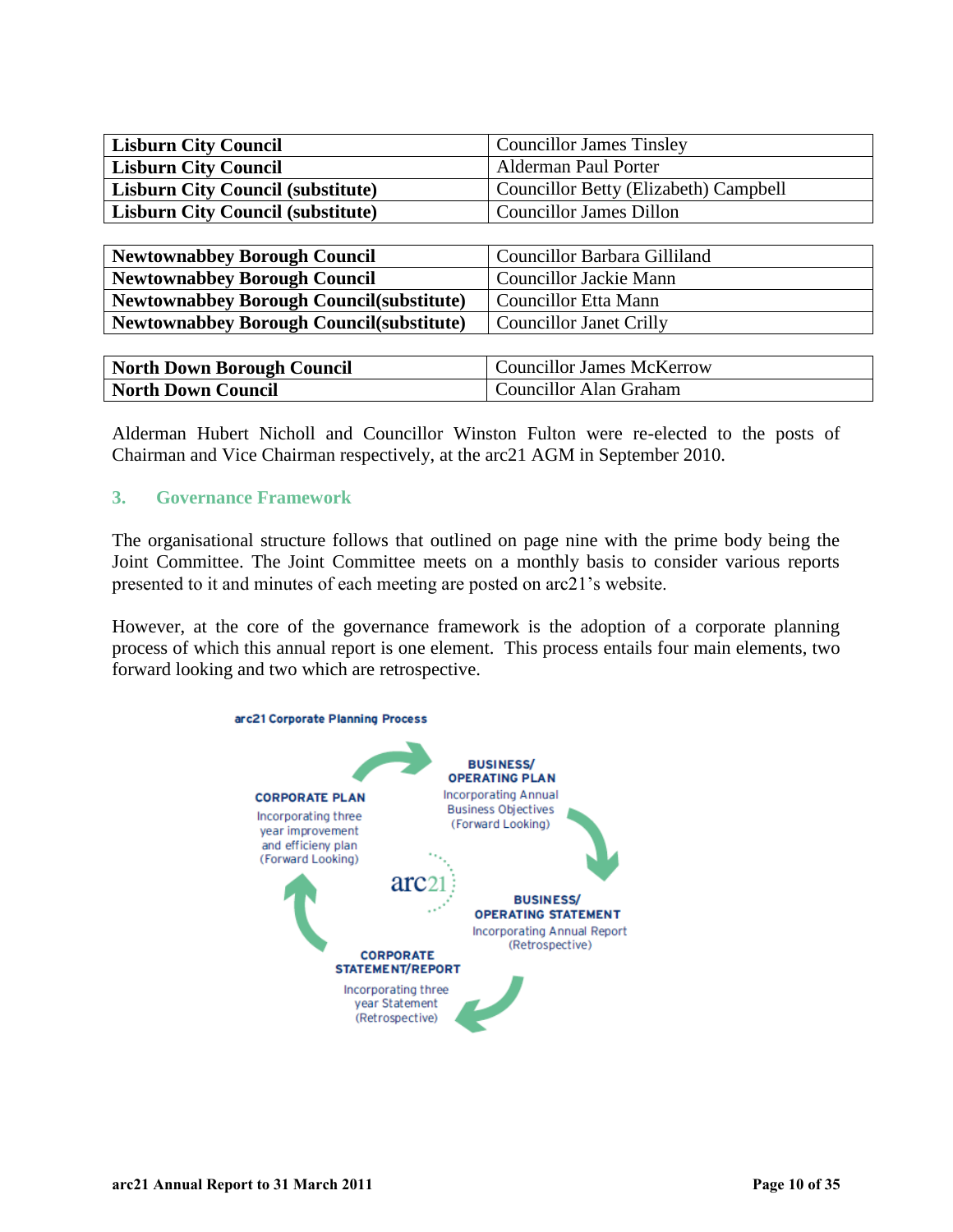| **Lisburn City Council** | Councillor James Tinsley |
|---|---|
| **Lisburn City Council** | Alderman Paul Porter |
| **Lisburn City Council (substitute)** | Councillor Betty (Elizabeth) Campbell |
| **Lisburn City Council (substitute)** | Councillor James Dillon |

| **Newtownabbey Borough Council** | Councillor Barbara Gilliland |
|---|---|
| **Newtownabbey Borough Council** | Councillor Jackie Mann |
| **Newtownabbey Borough Council(substitute)** | Councillor Etta Mann |
| **Newtownabbey Borough Council(substitute)** | Councillor Janet Crilly |

| **North Down Borough Council** | Councillor James McKerrow |
|---|---|
| **North Down Council** | Councillor Alan Graham |

Alderman Hubert Nicholl and Councillor Winston Fulton were re-elected to the posts of Chairman and Vice Chairman respectively, at the arc21 AGM in September 2010.

## 3. Governance Framework

The organisational structure follows that outlined on page nine with the prime body being the Joint Committee. The Joint Committee meets on a monthly basis to consider various reports presented to it and minutes of each meeting are posted on arc21's website.

However, at the core of the governance framework is the adoption of a corporate planning process of which this annual report is one element. This process entails four main elements, two forward looking and two which are retrospective.

**arc21 Corporate Planning Process**

**CORPORATE PLAN**
Incorporating three year improvement and efficieny plan (Forward Looking)

**BUSINESS/ OPERATING PLAN**
Incorporating Annual Business Objectives (Forward Looking)

**BUSINESS/ OPERATING STATEMENT**
Incorporating Annual Report (Retrospective)

**CORPORATE STATEMENT/REPORT**
Incorporating three year Statement (Retrospective)

arc21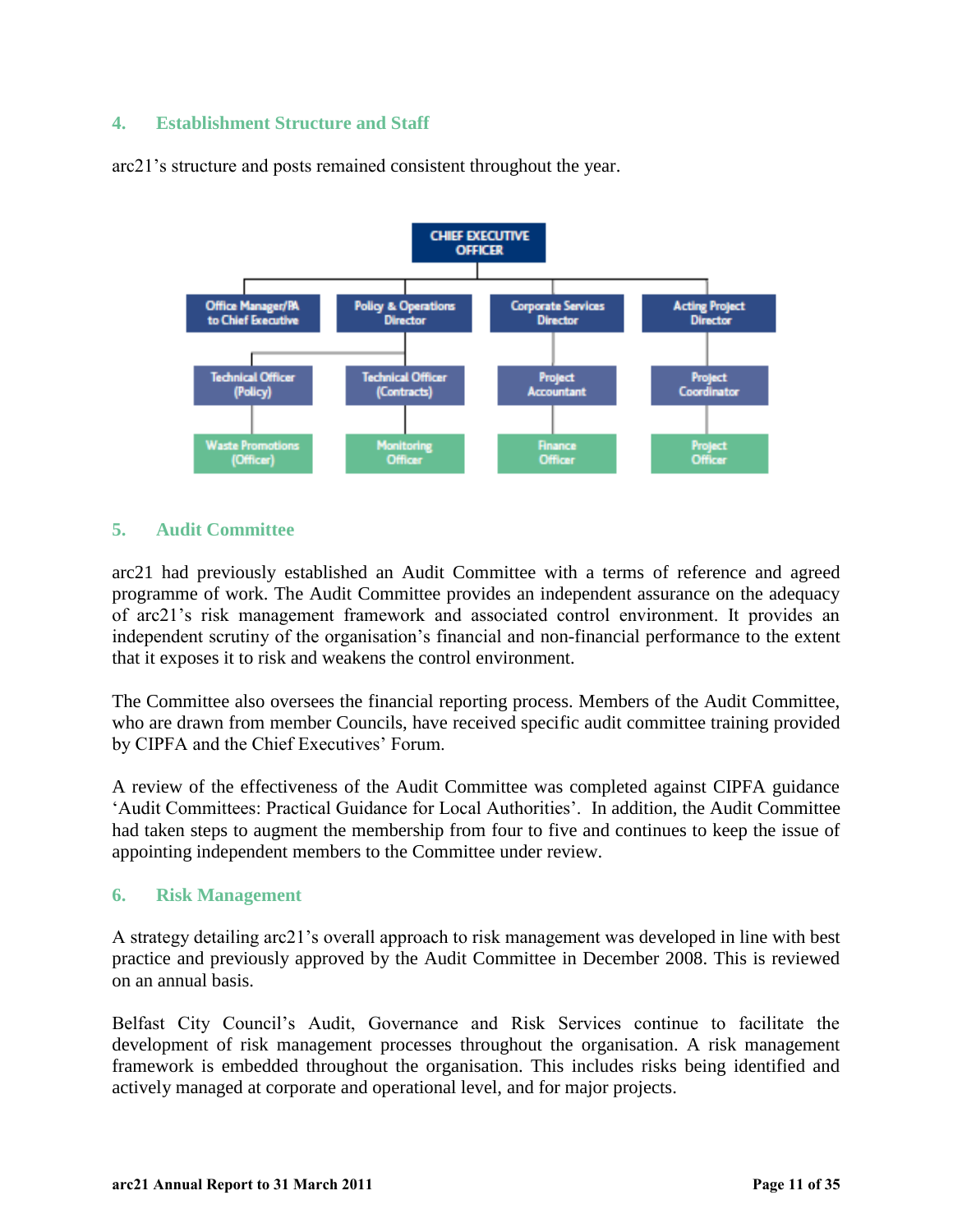## 4. Establishment Structure and Staff

arc21's structure and posts remained consistent throughout the year.

- CHIEF EXECUTIVE OFFICER
  - Office Manager/PA to Chief Executive
    - Technical Officer (Policy)
      - Waste Promotions (Officer)
  - Policy & Operations Director
    - Technical Officer (Contracts)
      - Monitoring Officer
  - Corporate Services Director
    - Project Accountant
      - Finance Officer
  - Acting Project Director
    - Project Coordinator
      - Project Officer

## 5. Audit Committee

arc21 had previously established an Audit Committee with a terms of reference and agreed programme of work. The Audit Committee provides an independent assurance on the adequacy of arc21's risk management framework and associated control environment. It provides an independent scrutiny of the organisation's financial and non-financial performance to the extent that it exposes it to risk and weakens the control environment.

The Committee also oversees the financial reporting process. Members of the Audit Committee, who are drawn from member Councils, have received specific audit committee training provided by CIPFA and the Chief Executives' Forum.

A review of the effectiveness of the Audit Committee was completed against CIPFA guidance 'Audit Committees: Practical Guidance for Local Authorities'. In addition, the Audit Committee had taken steps to augment the membership from four to five and continues to keep the issue of appointing independent members to the Committee under review.

## 6. Risk Management

A strategy detailing arc21's overall approach to risk management was developed in line with best practice and previously approved by the Audit Committee in December 2008. This is reviewed on an annual basis.

Belfast City Council's Audit, Governance and Risk Services continue to facilitate the development of risk management processes throughout the organisation. A risk management framework is embedded throughout the organisation. This includes risks being identified and actively managed at corporate and operational level, and for major projects.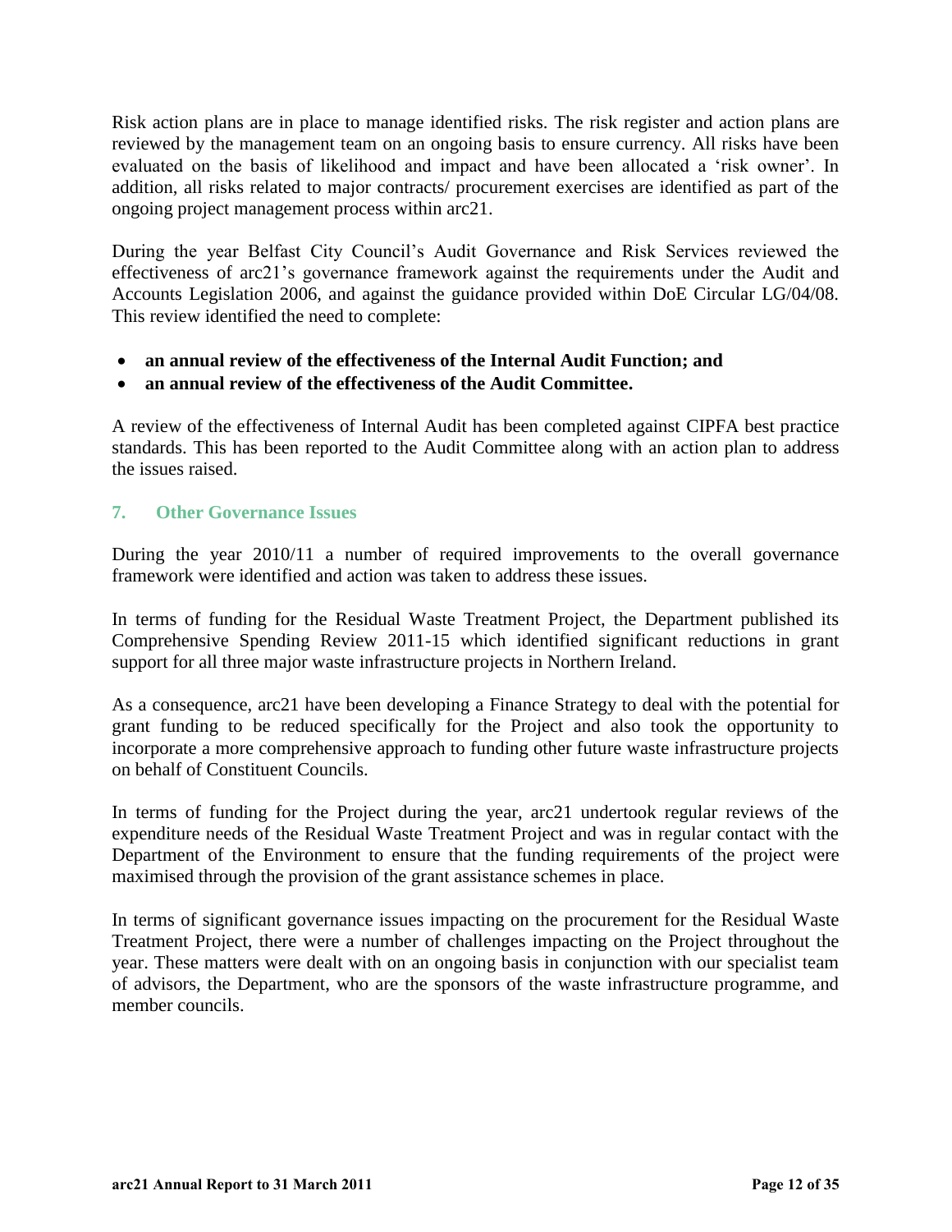Risk action plans are in place to manage identified risks. The risk register and action plans are reviewed by the management team on an ongoing basis to ensure currency. All risks have been evaluated on the basis of likelihood and impact and have been allocated a 'risk owner'. In addition, all risks related to major contracts/ procurement exercises are identified as part of the ongoing project management process within arc21.

During the year Belfast City Council's Audit Governance and Risk Services reviewed the effectiveness of arc21's governance framework against the requirements under the Audit and Accounts Legislation 2006, and against the guidance provided within DoE Circular LG/04/08. This review identified the need to complete:

- **an annual review of the effectiveness of the Internal Audit Function; and**
- **an annual review of the effectiveness of the Audit Committee.**

A review of the effectiveness of Internal Audit has been completed against CIPFA best practice standards. This has been reported to the Audit Committee along with an action plan to address the issues raised.

## 7. Other Governance Issues

During the year 2010/11 a number of required improvements to the overall governance framework were identified and action was taken to address these issues.

In terms of funding for the Residual Waste Treatment Project, the Department published its Comprehensive Spending Review 2011-15 which identified significant reductions in grant support for all three major waste infrastructure projects in Northern Ireland.

As a consequence, arc21 have been developing a Finance Strategy to deal with the potential for grant funding to be reduced specifically for the Project and also took the opportunity to incorporate a more comprehensive approach to funding other future waste infrastructure projects on behalf of Constituent Councils.

In terms of funding for the Project during the year, arc21 undertook regular reviews of the expenditure needs of the Residual Waste Treatment Project and was in regular contact with the Department of the Environment to ensure that the funding requirements of the project were maximised through the provision of the grant assistance schemes in place.

In terms of significant governance issues impacting on the procurement for the Residual Waste Treatment Project, there were a number of challenges impacting on the Project throughout the year. These matters were dealt with on an ongoing basis in conjunction with our specialist team of advisors, the Department, who are the sponsors of the waste infrastructure programme, and member councils.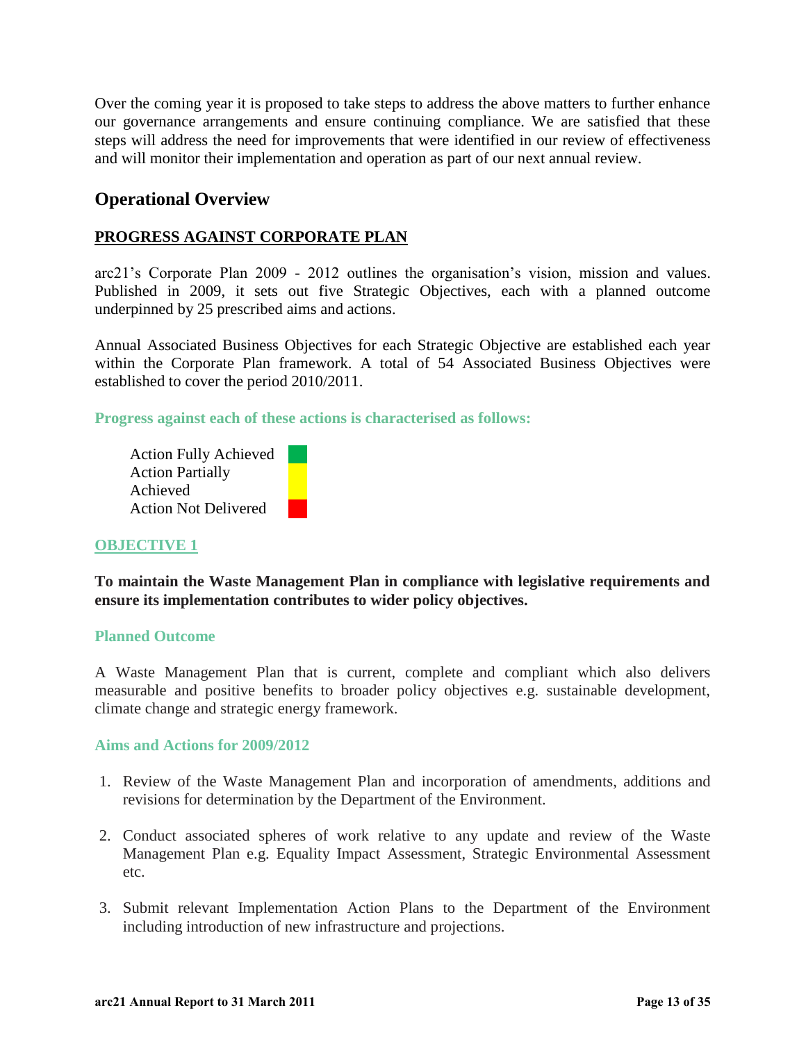Over the coming year it is proposed to take steps to address the above matters to further enhance our governance arrangements and ensure continuing compliance. We are satisfied that these steps will address the need for improvements that were identified in our review of effectiveness and will monitor their implementation and operation as part of our next annual review.

## Operational Overview

### PROGRESS AGAINST CORPORATE PLAN

arc21's Corporate Plan 2009 - 2012 outlines the organisation's vision, mission and values. Published in 2009, it sets out five Strategic Objectives, each with a planned outcome underpinned by 25 prescribed aims and actions.

Annual Associated Business Objectives for each Strategic Objective are established each year within the Corporate Plan framework. A total of 54 Associated Business Objectives were established to cover the period 2010/2011.

**Progress against each of these actions is characterised as follows:**

| Status | Colour |
|---|---|
| Action Fully Achieved | Green |
| Action Partially Achieved | Yellow |
| Action Not Delivered | Red |

### OBJECTIVE 1

**To maintain the Waste Management Plan in compliance with legislative requirements and ensure its implementation contributes to wider policy objectives.**

**Planned Outcome**

A Waste Management Plan that is current, complete and compliant which also delivers measurable and positive benefits to broader policy objectives e.g. sustainable development, climate change and strategic energy framework.

**Aims and Actions for 2009/2012**

1. Review of the Waste Management Plan and incorporation of amendments, additions and revisions for determination by the Department of the Environment.

2. Conduct associated spheres of work relative to any update and review of the Waste Management Plan e.g. Equality Impact Assessment, Strategic Environmental Assessment etc.

3. Submit relevant Implementation Action Plans to the Department of the Environment including introduction of new infrastructure and projections.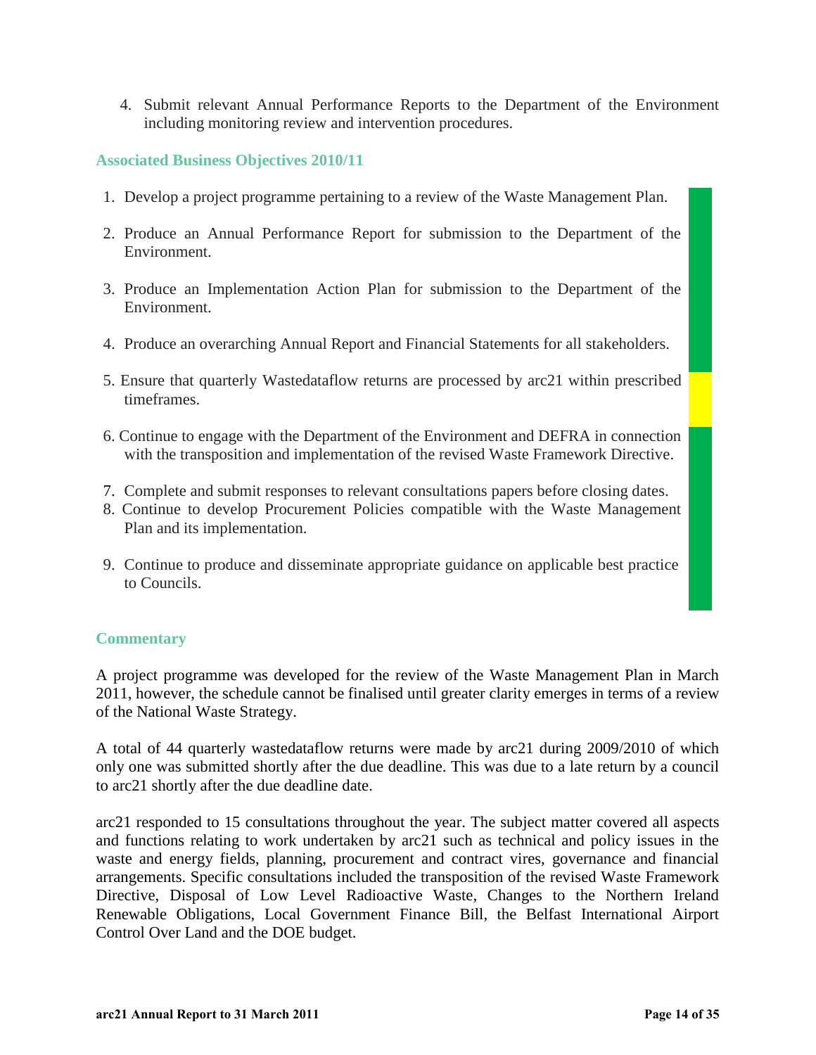4. Submit relevant Annual Performance Reports to the Department of the Environment including monitoring review and intervention procedures.

### Associated Business Objectives 2010/11

1. Develop a project programme pertaining to a review of the Waste Management Plan.
2. Produce an Annual Performance Report for submission to the Department of the Environment.
3. Produce an Implementation Action Plan for submission to the Department of the Environment.
4. Produce an overarching Annual Report and Financial Statements for all stakeholders.
5. Ensure that quarterly Wastedataflow returns are processed by arc21 within prescribed timeframes.
6. Continue to engage with the Department of the Environment and DEFRA in connection with the transposition and implementation of the revised Waste Framework Directive.
7. Complete and submit responses to relevant consultations papers before closing dates.
8. Continue to develop Procurement Policies compatible with the Waste Management Plan and its implementation.
9. Continue to produce and disseminate appropriate guidance on applicable best practice to Councils.

### Commentary

A project programme was developed for the review of the Waste Management Plan in March 2011, however, the schedule cannot be finalised until greater clarity emerges in terms of a review of the National Waste Strategy.

A total of 44 quarterly wastedataflow returns were made by arc21 during 2009/2010 of which only one was submitted shortly after the due deadline. This was due to a late return by a council to arc21 shortly after the due deadline date.

arc21 responded to 15 consultations throughout the year. The subject matter covered all aspects and functions relating to work undertaken by arc21 such as technical and policy issues in the waste and energy fields, planning, procurement and contract vires, governance and financial arrangements. Specific consultations included the transposition of the revised Waste Framework Directive, Disposal of Low Level Radioactive Waste, Changes to the Northern Ireland Renewable Obligations, Local Government Finance Bill, the Belfast International Airport Control Over Land and the DOE budget.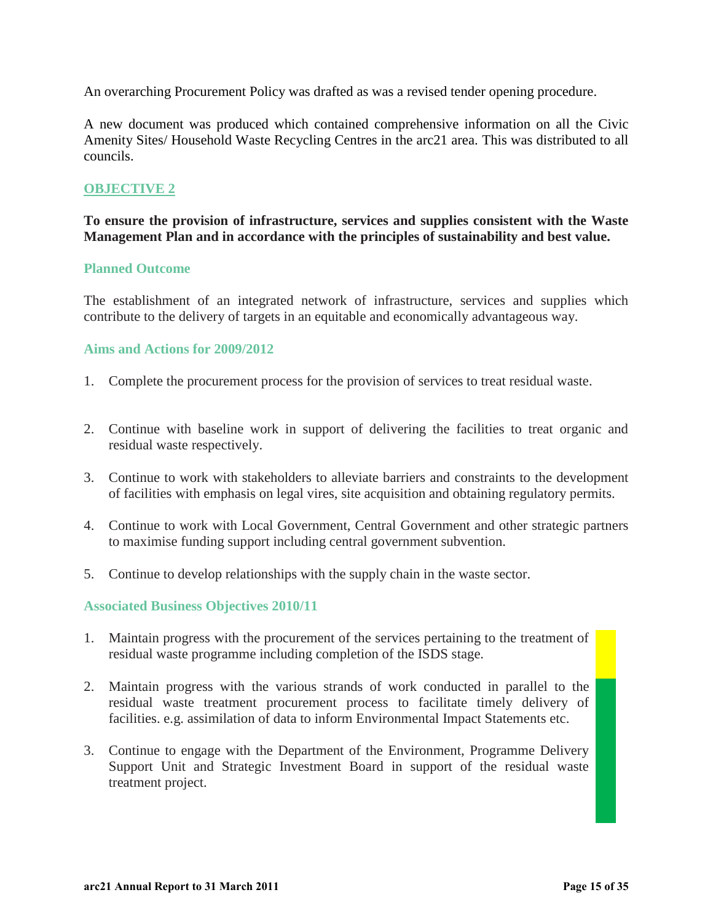An overarching Procurement Policy was drafted as was a revised tender opening procedure.

A new document was produced which contained comprehensive information on all the Civic Amenity Sites/ Household Waste Recycling Centres in the arc21 area. This was distributed to all councils.

## OBJECTIVE 2

**To ensure the provision of infrastructure, services and supplies consistent with the Waste Management Plan and in accordance with the principles of sustainability and best value.**

### Planned Outcome

The establishment of an integrated network of infrastructure, services and supplies which contribute to the delivery of targets in an equitable and economically advantageous way.

### Aims and Actions for 2009/2012

1. Complete the procurement process for the provision of services to treat residual waste.
2. Continue with baseline work in support of delivering the facilities to treat organic and residual waste respectively.
3. Continue to work with stakeholders to alleviate barriers and constraints to the development of facilities with emphasis on legal vires, site acquisition and obtaining regulatory permits.
4. Continue to work with Local Government, Central Government and other strategic partners to maximise funding support including central government subvention.
5. Continue to develop relationships with the supply chain in the waste sector.

### Associated Business Objectives 2010/11

1. Maintain progress with the procurement of the services pertaining to the treatment of residual waste programme including completion of the ISDS stage.
2. Maintain progress with the various strands of work conducted in parallel to the residual waste treatment procurement process to facilitate timely delivery of facilities. e.g. assimilation of data to inform Environmental Impact Statements etc.
3. Continue to engage with the Department of the Environment, Programme Delivery Support Unit and Strategic Investment Board in support of the residual waste treatment project.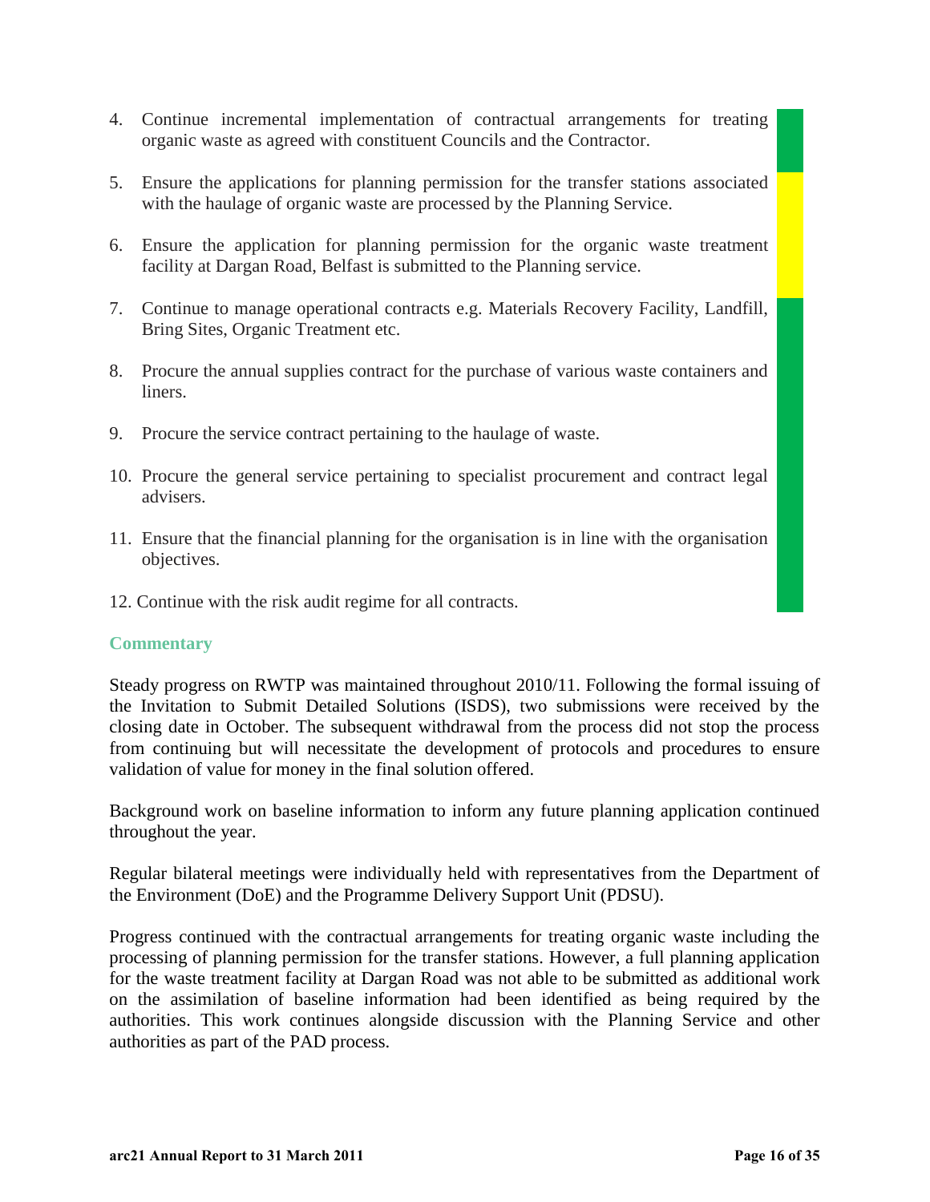4. Continue incremental implementation of contractual arrangements for treating organic waste as agreed with constituent Councils and the Contractor.

5. Ensure the applications for planning permission for the transfer stations associated with the haulage of organic waste are processed by the Planning Service.

6. Ensure the application for planning permission for the organic waste treatment facility at Dargan Road, Belfast is submitted to the Planning service.

7. Continue to manage operational contracts e.g. Materials Recovery Facility, Landfill, Bring Sites, Organic Treatment etc.

8. Procure the annual supplies contract for the purchase of various waste containers and liners.

9. Procure the service contract pertaining to the haulage of waste.

10. Procure the general service pertaining to specialist procurement and contract legal advisers.

11. Ensure that the financial planning for the organisation is in line with the organisation objectives.

12. Continue with the risk audit regime for all contracts.

### Commentary

Steady progress on RWTP was maintained throughout 2010/11. Following the formal issuing of the Invitation to Submit Detailed Solutions (ISDS), two submissions were received by the closing date in October. The subsequent withdrawal from the process did not stop the process from continuing but will necessitate the development of protocols and procedures to ensure validation of value for money in the final solution offered.

Background work on baseline information to inform any future planning application continued throughout the year.

Regular bilateral meetings were individually held with representatives from the Department of the Environment (DoE) and the Programme Delivery Support Unit (PDSU).

Progress continued with the contractual arrangements for treating organic waste including the processing of planning permission for the transfer stations. However, a full planning application for the waste treatment facility at Dargan Road was not able to be submitted as additional work on the assimilation of baseline information had been identified as being required by the authorities. This work continues alongside discussion with the Planning Service and other authorities as part of the PAD process.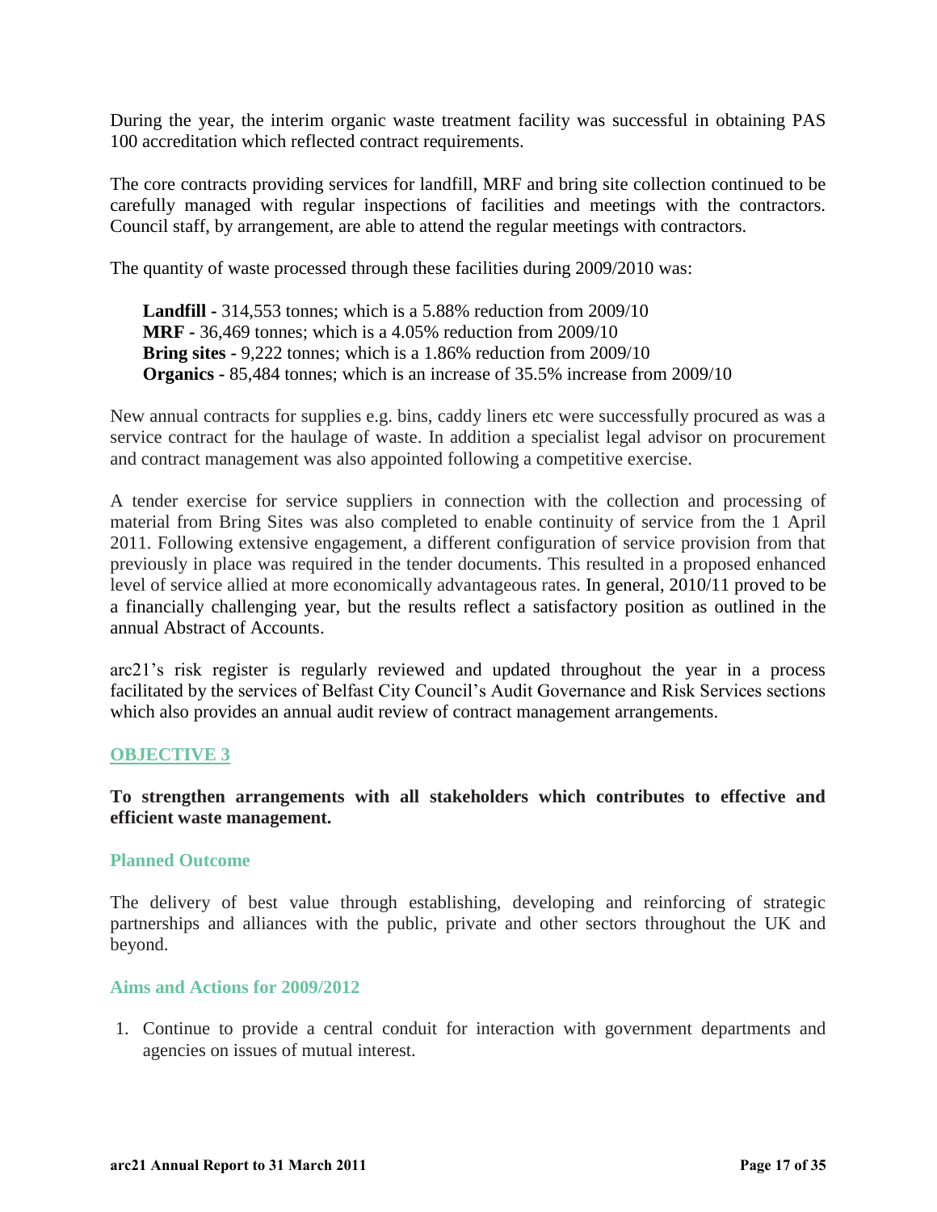During the year, the interim organic waste treatment facility was successful in obtaining PAS 100 accreditation which reflected contract requirements.

The core contracts providing services for landfill, MRF and bring site collection continued to be carefully managed with regular inspections of facilities and meetings with the contractors. Council staff, by arrangement, are able to attend the regular meetings with contractors.

The quantity of waste processed through these facilities during 2009/2010 was:

**Landfill -** 314,553 tonnes; which is a 5.88% reduction from 2009/10
**MRF -** 36,469 tonnes; which is a 4.05% reduction from 2009/10
**Bring sites -** 9,222 tonnes; which is a 1.86% reduction from 2009/10
**Organics -** 85,484 tonnes; which is an increase of 35.5% increase from 2009/10

New annual contracts for supplies e.g. bins, caddy liners etc were successfully procured as was a service contract for the haulage of waste. In addition a specialist legal advisor on procurement and contract management was also appointed following a competitive exercise.

A tender exercise for service suppliers in connection with the collection and processing of material from Bring Sites was also completed to enable continuity of service from the 1 April 2011. Following extensive engagement, a different configuration of service provision from that previously in place was required in the tender documents. This resulted in a proposed enhanced level of service allied at more economically advantageous rates. In general, 2010/11 proved to be a financially challenging year, but the results reflect a satisfactory position as outlined in the annual Abstract of Accounts.

arc21's risk register is regularly reviewed and updated throughout the year in a process facilitated by the services of Belfast City Council's Audit Governance and Risk Services sections which also provides an annual audit review of contract management arrangements.

## OBJECTIVE 3

**To strengthen arrangements with all stakeholders which contributes to effective and efficient waste management.**

### Planned Outcome

The delivery of best value through establishing, developing and reinforcing of strategic partnerships and alliances with the public, private and other sectors throughout the UK and beyond.

### Aims and Actions for 2009/2012

1. Continue to provide a central conduit for interaction with government departments and agencies on issues of mutual interest.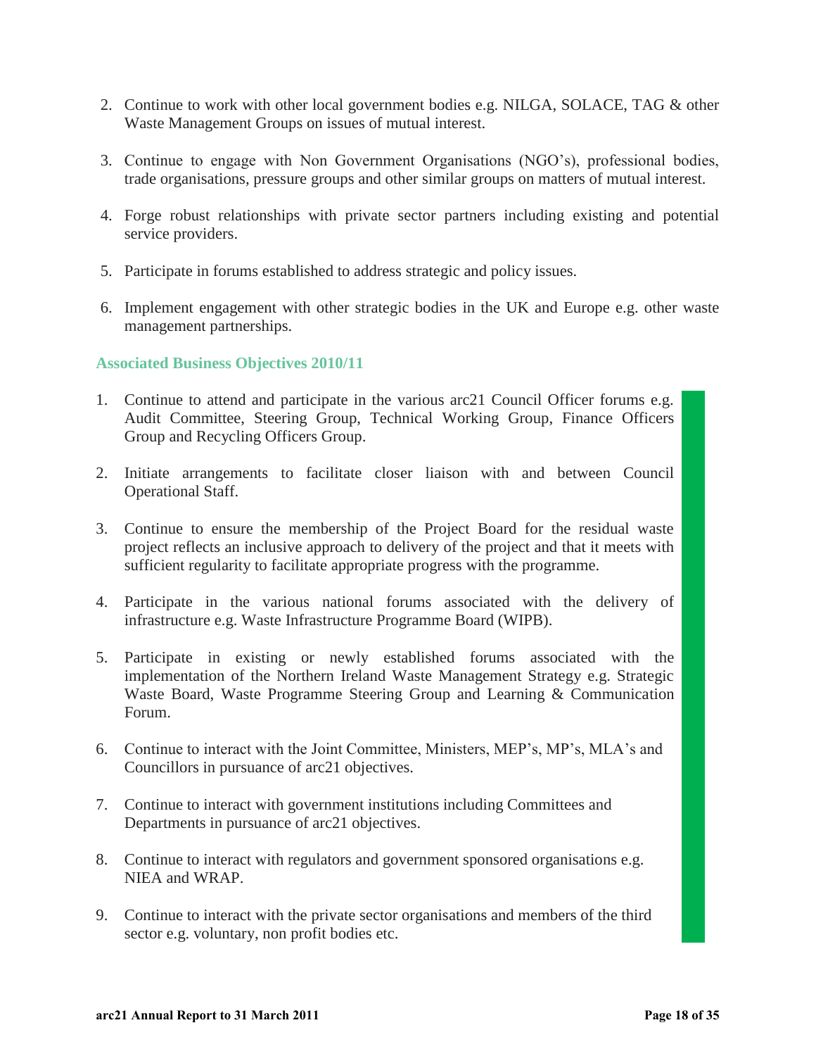2. Continue to work with other local government bodies e.g. NILGA, SOLACE, TAG & other Waste Management Groups on issues of mutual interest.

3. Continue to engage with Non Government Organisations (NGO's), professional bodies, trade organisations, pressure groups and other similar groups on matters of mutual interest.

4. Forge robust relationships with private sector partners including existing and potential service providers.

5. Participate in forums established to address strategic and policy issues.

6. Implement engagement with other strategic bodies in the UK and Europe e.g. other waste management partnerships.

### Associated Business Objectives 2010/11

1. Continue to attend and participate in the various arc21 Council Officer forums e.g. Audit Committee, Steering Group, Technical Working Group, Finance Officers Group and Recycling Officers Group.

2. Initiate arrangements to facilitate closer liaison with and between Council Operational Staff.

3. Continue to ensure the membership of the Project Board for the residual waste project reflects an inclusive approach to delivery of the project and that it meets with sufficient regularity to facilitate appropriate progress with the programme.

4. Participate in the various national forums associated with the delivery of infrastructure e.g. Waste Infrastructure Programme Board (WIPB).

5. Participate in existing or newly established forums associated with the implementation of the Northern Ireland Waste Management Strategy e.g. Strategic Waste Board, Waste Programme Steering Group and Learning & Communication Forum.

6. Continue to interact with the Joint Committee, Ministers, MEP's, MP's, MLA's and Councillors in pursuance of arc21 objectives.

7. Continue to interact with government institutions including Committees and Departments in pursuance of arc21 objectives.

8. Continue to interact with regulators and government sponsored organisations e.g. NIEA and WRAP.

9. Continue to interact with the private sector organisations and members of the third sector e.g. voluntary, non profit bodies etc.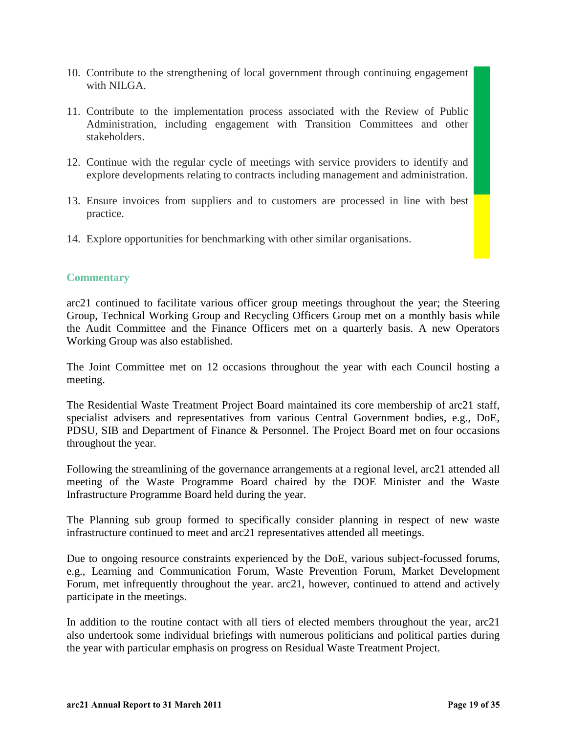10. Contribute to the strengthening of local government through continuing engagement with NILGA.

11. Contribute to the implementation process associated with the Review of Public Administration, including engagement with Transition Committees and other stakeholders.

12. Continue with the regular cycle of meetings with service providers to identify and explore developments relating to contracts including management and administration.

13. Ensure invoices from suppliers and to customers are processed in line with best practice.

14. Explore opportunities for benchmarking with other similar organisations.

### Commentary

arc21 continued to facilitate various officer group meetings throughout the year; the Steering Group, Technical Working Group and Recycling Officers Group met on a monthly basis while the Audit Committee and the Finance Officers met on a quarterly basis. A new Operators Working Group was also established.

The Joint Committee met on 12 occasions throughout the year with each Council hosting a meeting.

The Residential Waste Treatment Project Board maintained its core membership of arc21 staff, specialist advisers and representatives from various Central Government bodies, e.g., DoE, PDSU, SIB and Department of Finance & Personnel. The Project Board met on four occasions throughout the year.

Following the streamlining of the governance arrangements at a regional level, arc21 attended all meeting of the Waste Programme Board chaired by the DOE Minister and the Waste Infrastructure Programme Board held during the year.

The Planning sub group formed to specifically consider planning in respect of new waste infrastructure continued to meet and arc21 representatives attended all meetings.

Due to ongoing resource constraints experienced by the DoE, various subject-focussed forums, e.g., Learning and Communication Forum, Waste Prevention Forum, Market Development Forum, met infrequently throughout the year. arc21, however, continued to attend and actively participate in the meetings.

In addition to the routine contact with all tiers of elected members throughout the year, arc21 also undertook some individual briefings with numerous politicians and political parties during the year with particular emphasis on progress on Residual Waste Treatment Project.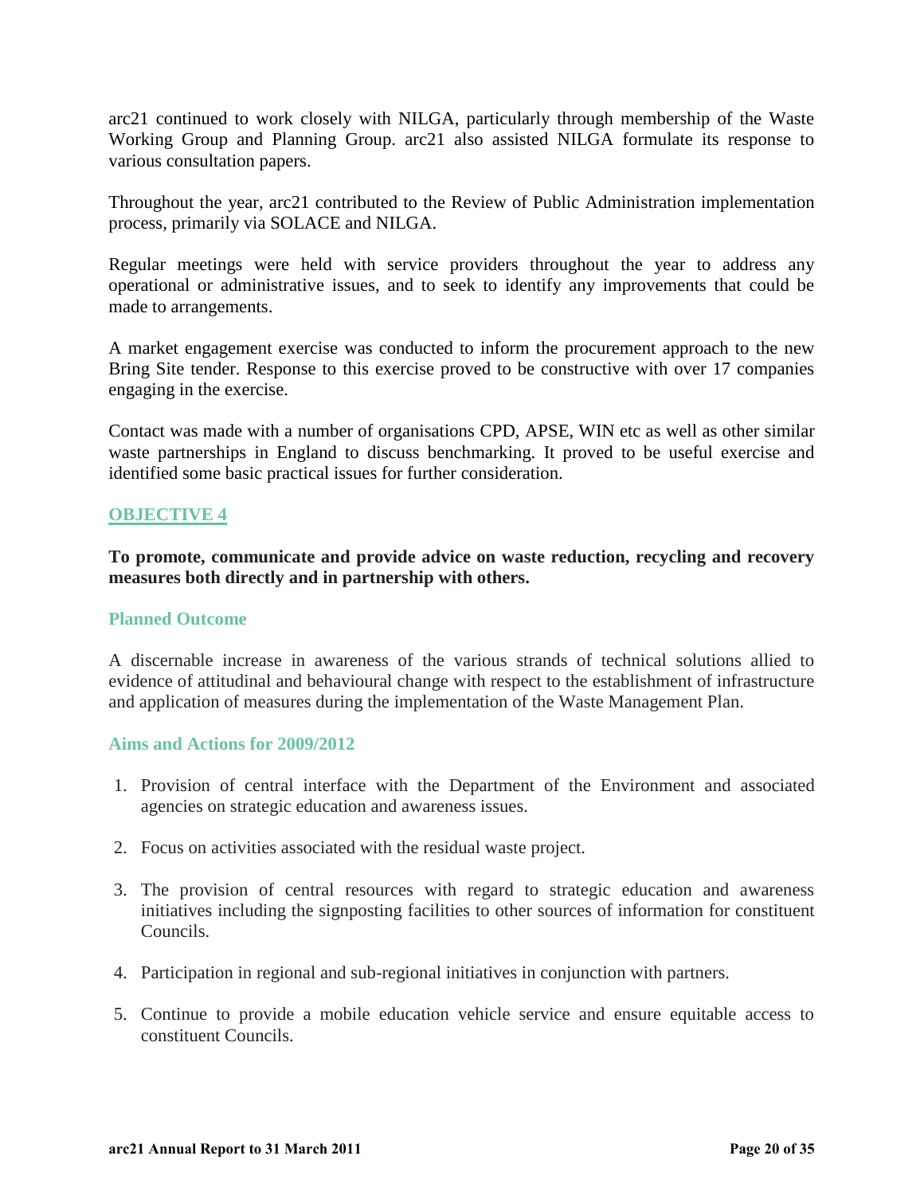arc21 continued to work closely with NILGA, particularly through membership of the Waste Working Group and Planning Group. arc21 also assisted NILGA formulate its response to various consultation papers.

Throughout the year, arc21 contributed to the Review of Public Administration implementation process, primarily via SOLACE and NILGA.

Regular meetings were held with service providers throughout the year to address any operational or administrative issues, and to seek to identify any improvements that could be made to arrangements.

A market engagement exercise was conducted to inform the procurement approach to the new Bring Site tender. Response to this exercise proved to be constructive with over 17 companies engaging in the exercise.

Contact was made with a number of organisations CPD, APSE, WIN etc as well as other similar waste partnerships in England to discuss benchmarking. It proved to be useful exercise and identified some basic practical issues for further consideration.

## OBJECTIVE 4

**To promote, communicate and provide advice on waste reduction, recycling and recovery measures both directly and in partnership with others.**

### Planned Outcome

A discernable increase in awareness of the various strands of technical solutions allied to evidence of attitudinal and behavioural change with respect to the establishment of infrastructure and application of measures during the implementation of the Waste Management Plan.

### Aims and Actions for 2009/2012

1. Provision of central interface with the Department of the Environment and associated agencies on strategic education and awareness issues.
2. Focus on activities associated with the residual waste project.
3. The provision of central resources with regard to strategic education and awareness initiatives including the signposting facilities to other sources of information for constituent Councils.
4. Participation in regional and sub-regional initiatives in conjunction with partners.
5. Continue to provide a mobile education vehicle service and ensure equitable access to constituent Councils.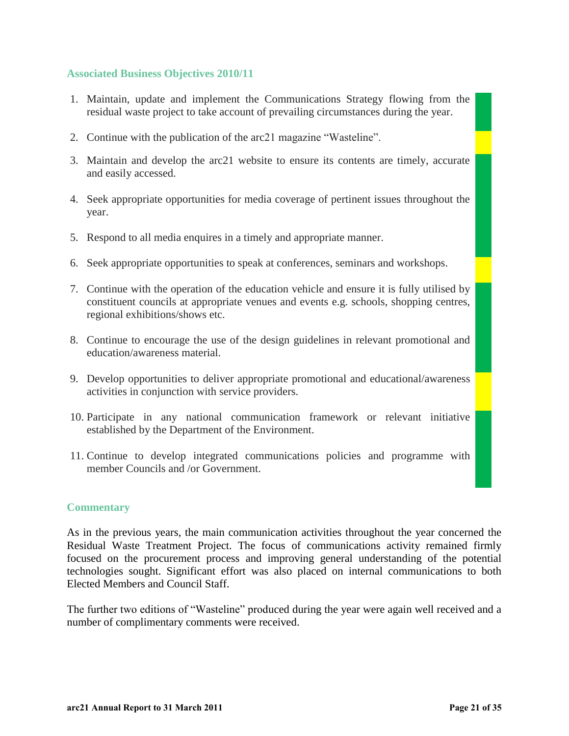### Associated Business Objectives 2010/11

1. Maintain, update and implement the Communications Strategy flowing from the residual waste project to take account of prevailing circumstances during the year.
2. Continue with the publication of the arc21 magazine "Wasteline".
3. Maintain and develop the arc21 website to ensure its contents are timely, accurate and easily accessed.
4. Seek appropriate opportunities for media coverage of pertinent issues throughout the year.
5. Respond to all media enquires in a timely and appropriate manner.
6. Seek appropriate opportunities to speak at conferences, seminars and workshops.
7. Continue with the operation of the education vehicle and ensure it is fully utilised by constituent councils at appropriate venues and events e.g. schools, shopping centres, regional exhibitions/shows etc.
8. Continue to encourage the use of the design guidelines in relevant promotional and education/awareness material.
9. Develop opportunities to deliver appropriate promotional and educational/awareness activities in conjunction with service providers.
10. Participate in any national communication framework or relevant initiative established by the Department of the Environment.
11. Continue to develop integrated communications policies and programme with member Councils and /or Government.

### Commentary

As in the previous years, the main communication activities throughout the year concerned the Residual Waste Treatment Project. The focus of communications activity remained firmly focused on the procurement process and improving general understanding of the potential technologies sought. Significant effort was also placed on internal communications to both Elected Members and Council Staff.

The further two editions of "Wasteline" produced during the year were again well received and a number of complimentary comments were received.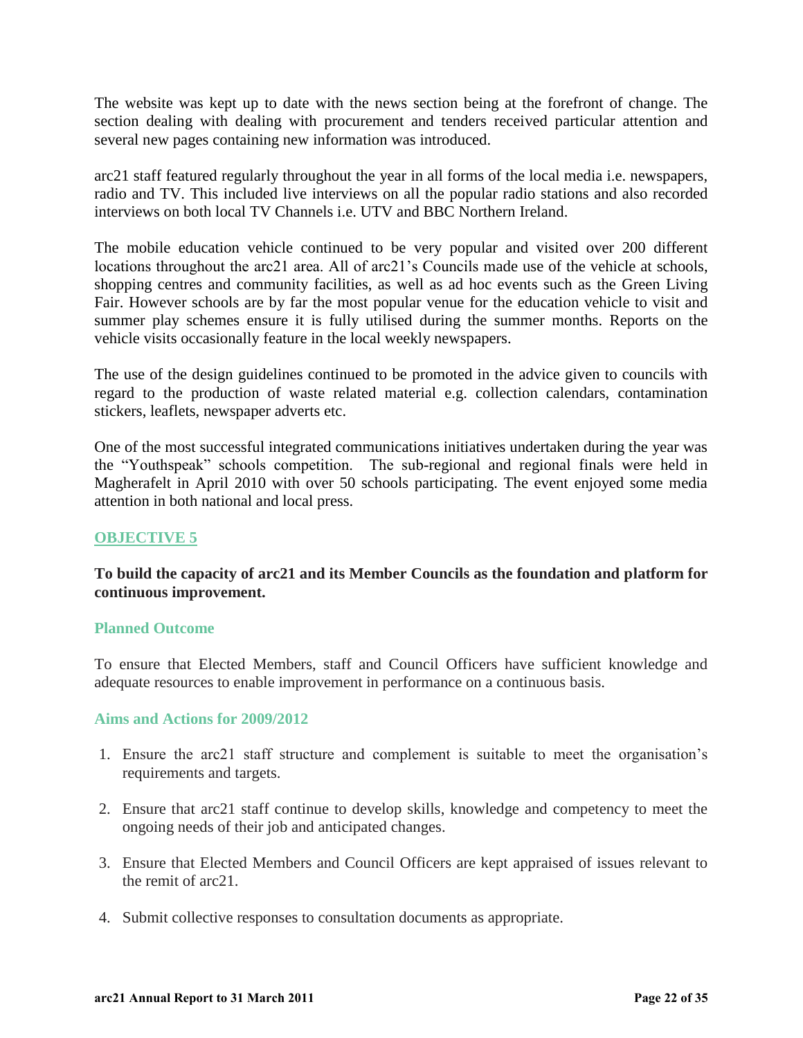The website was kept up to date with the news section being at the forefront of change. The section dealing with dealing with procurement and tenders received particular attention and several new pages containing new information was introduced.

arc21 staff featured regularly throughout the year in all forms of the local media i.e. newspapers, radio and TV. This included live interviews on all the popular radio stations and also recorded interviews on both local TV Channels i.e. UTV and BBC Northern Ireland.

The mobile education vehicle continued to be very popular and visited over 200 different locations throughout the arc21 area. All of arc21's Councils made use of the vehicle at schools, shopping centres and community facilities, as well as ad hoc events such as the Green Living Fair. However schools are by far the most popular venue for the education vehicle to visit and summer play schemes ensure it is fully utilised during the summer months. Reports on the vehicle visits occasionally feature in the local weekly newspapers.

The use of the design guidelines continued to be promoted in the advice given to councils with regard to the production of waste related material e.g. collection calendars, contamination stickers, leaflets, newspaper adverts etc.

One of the most successful integrated communications initiatives undertaken during the year was the "Youthspeak" schools competition. The sub-regional and regional finals were held in Magherafelt in April 2010 with over 50 schools participating. The event enjoyed some media attention in both national and local press.

## OBJECTIVE 5

**To build the capacity of arc21 and its Member Councils as the foundation and platform for continuous improvement.**

### Planned Outcome

To ensure that Elected Members, staff and Council Officers have sufficient knowledge and adequate resources to enable improvement in performance on a continuous basis.

### Aims and Actions for 2009/2012

1. Ensure the arc21 staff structure and complement is suitable to meet the organisation's requirements and targets.
2. Ensure that arc21 staff continue to develop skills, knowledge and competency to meet the ongoing needs of their job and anticipated changes.
3. Ensure that Elected Members and Council Officers are kept appraised of issues relevant to the remit of arc21.
4. Submit collective responses to consultation documents as appropriate.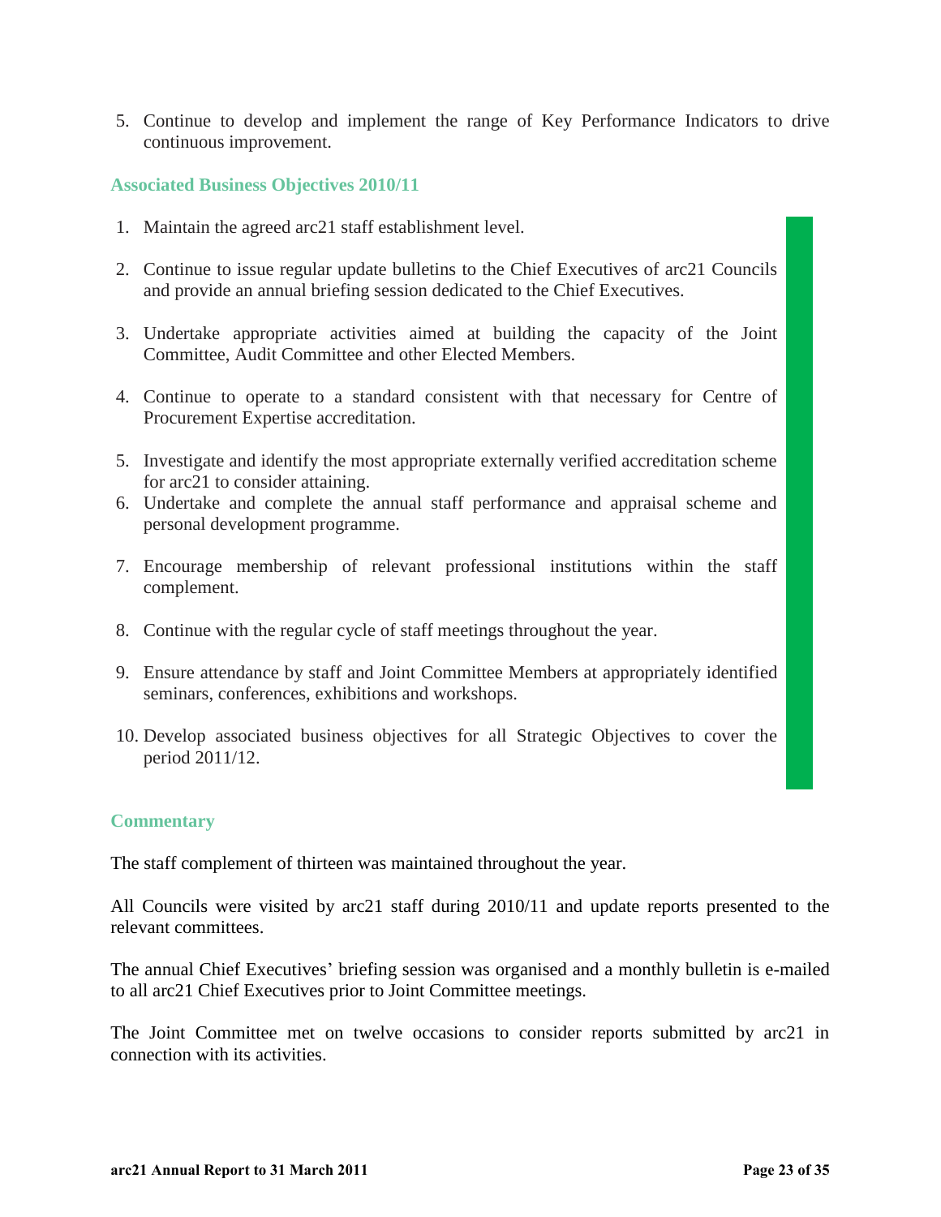5. Continue to develop and implement the range of Key Performance Indicators to drive continuous improvement.

### Associated Business Objectives 2010/11

1. Maintain the agreed arc21 staff establishment level.

2. Continue to issue regular update bulletins to the Chief Executives of arc21 Councils and provide an annual briefing session dedicated to the Chief Executives.

3. Undertake appropriate activities aimed at building the capacity of the Joint Committee, Audit Committee and other Elected Members.

4. Continue to operate to a standard consistent with that necessary for Centre of Procurement Expertise accreditation.

5. Investigate and identify the most appropriate externally verified accreditation scheme for arc21 to consider attaining.
6. Undertake and complete the annual staff performance and appraisal scheme and personal development programme.

7. Encourage membership of relevant professional institutions within the staff complement.

8. Continue with the regular cycle of staff meetings throughout the year.

9. Ensure attendance by staff and Joint Committee Members at appropriately identified seminars, conferences, exhibitions and workshops.

10. Develop associated business objectives for all Strategic Objectives to cover the period 2011/12.

### Commentary

The staff complement of thirteen was maintained throughout the year.

All Councils were visited by arc21 staff during 2010/11 and update reports presented to the relevant committees.

The annual Chief Executives' briefing session was organised and a monthly bulletin is e-mailed to all arc21 Chief Executives prior to Joint Committee meetings.

The Joint Committee met on twelve occasions to consider reports submitted by arc21 in connection with its activities.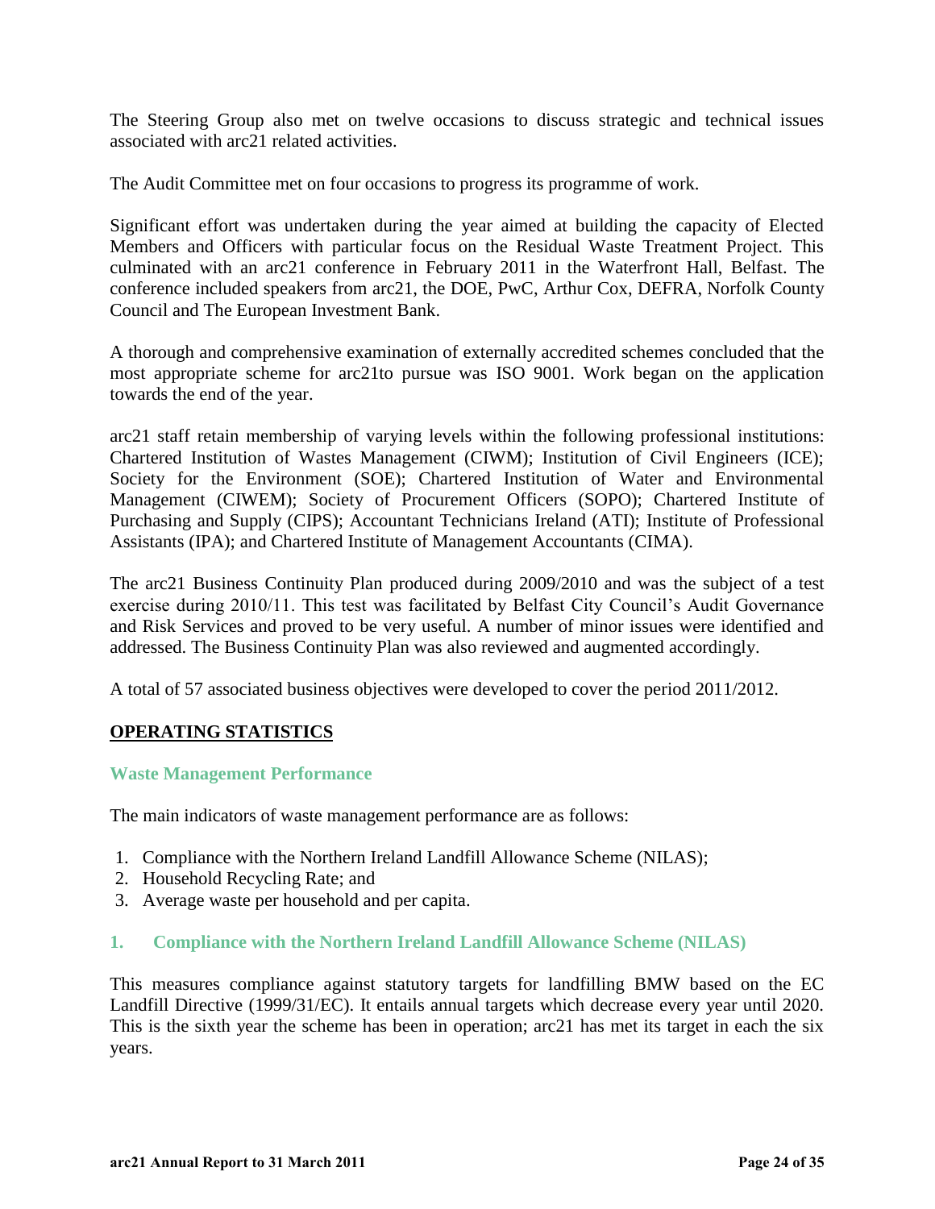The Steering Group also met on twelve occasions to discuss strategic and technical issues associated with arc21 related activities.

The Audit Committee met on four occasions to progress its programme of work.

Significant effort was undertaken during the year aimed at building the capacity of Elected Members and Officers with particular focus on the Residual Waste Treatment Project. This culminated with an arc21 conference in February 2011 in the Waterfront Hall, Belfast. The conference included speakers from arc21, the DOE, PwC, Arthur Cox, DEFRA, Norfolk County Council and The European Investment Bank.

A thorough and comprehensive examination of externally accredited schemes concluded that the most appropriate scheme for arc21to pursue was ISO 9001. Work began on the application towards the end of the year.

arc21 staff retain membership of varying levels within the following professional institutions: Chartered Institution of Wastes Management (CIWM); Institution of Civil Engineers (ICE); Society for the Environment (SOE); Chartered Institution of Water and Environmental Management (CIWEM); Society of Procurement Officers (SOPO); Chartered Institute of Purchasing and Supply (CIPS); Accountant Technicians Ireland (ATI); Institute of Professional Assistants (IPA); and Chartered Institute of Management Accountants (CIMA).

The arc21 Business Continuity Plan produced during 2009/2010 and was the subject of a test exercise during 2010/11. This test was facilitated by Belfast City Council's Audit Governance and Risk Services and proved to be very useful. A number of minor issues were identified and addressed. The Business Continuity Plan was also reviewed and augmented accordingly.

A total of 57 associated business objectives were developed to cover the period 2011/2012.

## OPERATING STATISTICS

### Waste Management Performance

The main indicators of waste management performance are as follows:

1. Compliance with the Northern Ireland Landfill Allowance Scheme (NILAS);
2. Household Recycling Rate; and
3. Average waste per household and per capita.

### 1. Compliance with the Northern Ireland Landfill Allowance Scheme (NILAS)

This measures compliance against statutory targets for landfilling BMW based on the EC Landfill Directive (1999/31/EC). It entails annual targets which decrease every year until 2020. This is the sixth year the scheme has been in operation; arc21 has met its target in each the six years.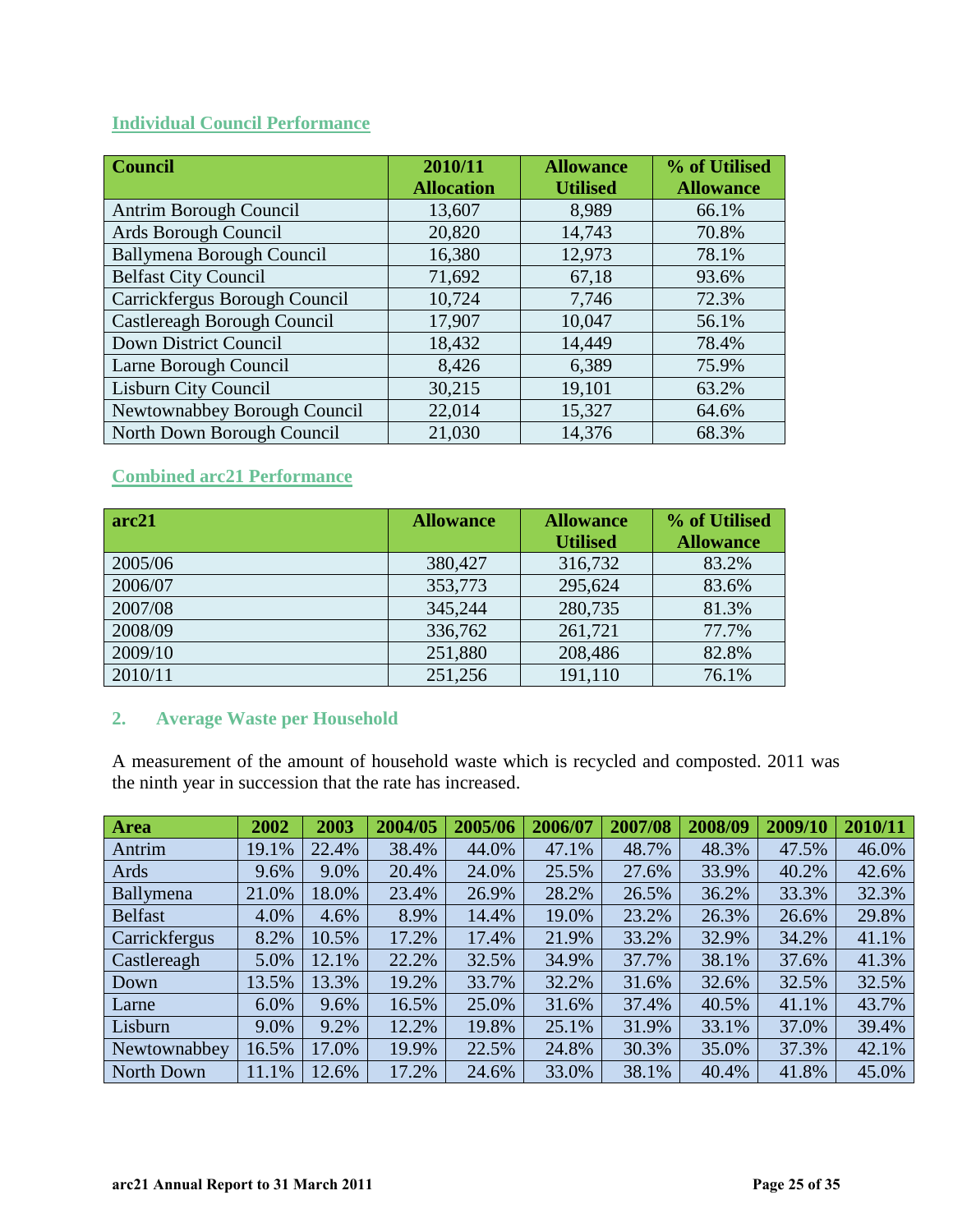## Individual Council Performance

| Council | 2010/11 Allocation | Allowance Utilised | % of Utilised Allowance |
|---|---|---|---|
| Antrim Borough Council | 13,607 | 8,989 | 66.1% |
| Ards Borough Council | 20,820 | 14,743 | 70.8% |
| Ballymena Borough Council | 16,380 | 12,973 | 78.1% |
| Belfast City Council | 71,692 | 67,18 | 93.6% |
| Carrickfergus Borough Council | 10,724 | 7,746 | 72.3% |
| Castlereagh Borough Council | 17,907 | 10,047 | 56.1% |
| Down District Council | 18,432 | 14,449 | 78.4% |
| Larne Borough Council | 8,426 | 6,389 | 75.9% |
| Lisburn City Council | 30,215 | 19,101 | 63.2% |
| Newtownabbey Borough Council | 22,014 | 15,327 | 64.6% |
| North Down Borough Council | 21,030 | 14,376 | 68.3% |

## Combined arc21 Performance

| arc21 | Allowance | Allowance Utilised | % of Utilised Allowance |
|---|---|---|---|
| 2005/06 | 380,427 | 316,732 | 83.2% |
| 2006/07 | 353,773 | 295,624 | 83.6% |
| 2007/08 | 345,244 | 280,735 | 81.3% |
| 2008/09 | 336,762 | 261,721 | 77.7% |
| 2009/10 | 251,880 | 208,486 | 82.8% |
| 2010/11 | 251,256 | 191,110 | 76.1% |

## 2. Average Waste per Household

A measurement of the amount of household waste which is recycled and composted. 2011 was the ninth year in succession that the rate has increased.

| Area | 2002 | 2003 | 2004/05 | 2005/06 | 2006/07 | 2007/08 | 2008/09 | 2009/10 | 2010/11 |
|---|---|---|---|---|---|---|---|---|---|
| Antrim | 19.1% | 22.4% | 38.4% | 44.0% | 47.1% | 48.7% | 48.3% | 47.5% | 46.0% |
| Ards | 9.6% | 9.0% | 20.4% | 24.0% | 25.5% | 27.6% | 33.9% | 40.2% | 42.6% |
| Ballymena | 21.0% | 18.0% | 23.4% | 26.9% | 28.2% | 26.5% | 36.2% | 33.3% | 32.3% |
| Belfast | 4.0% | 4.6% | 8.9% | 14.4% | 19.0% | 23.2% | 26.3% | 26.6% | 29.8% |
| Carrickfergus | 8.2% | 10.5% | 17.2% | 17.4% | 21.9% | 33.2% | 32.9% | 34.2% | 41.1% |
| Castlereagh | 5.0% | 12.1% | 22.2% | 32.5% | 34.9% | 37.7% | 38.1% | 37.6% | 41.3% |
| Down | 13.5% | 13.3% | 19.2% | 33.7% | 32.2% | 31.6% | 32.6% | 32.5% | 32.5% |
| Larne | 6.0% | 9.6% | 16.5% | 25.0% | 31.6% | 37.4% | 40.5% | 41.1% | 43.7% |
| Lisburn | 9.0% | 9.2% | 12.2% | 19.8% | 25.1% | 31.9% | 33.1% | 37.0% | 39.4% |
| Newtownabbey | 16.5% | 17.0% | 19.9% | 22.5% | 24.8% | 30.3% | 35.0% | 37.3% | 42.1% |
| North Down | 11.1% | 12.6% | 17.2% | 24.6% | 33.0% | 38.1% | 40.4% | 41.8% | 45.0% |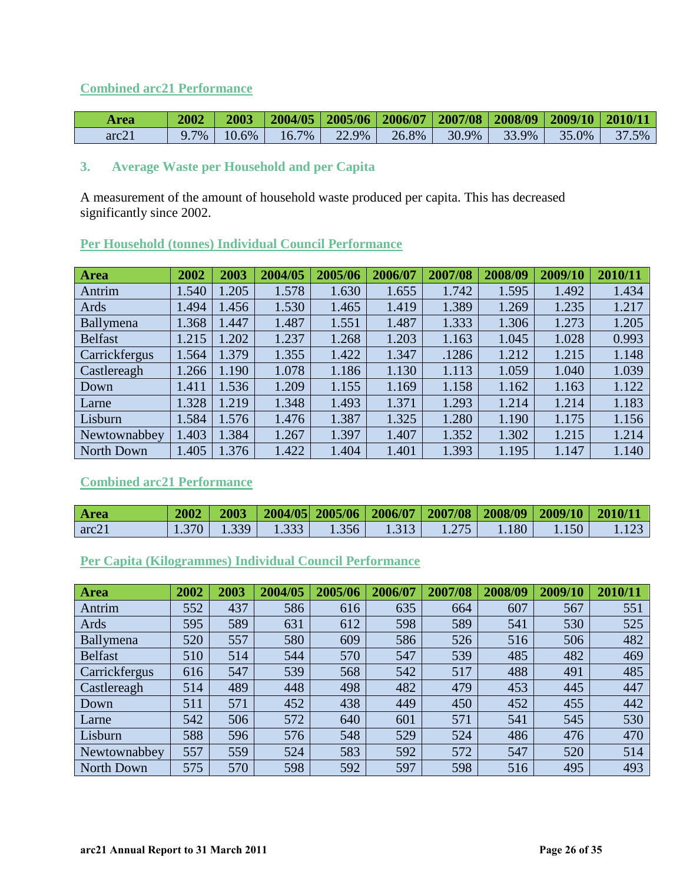### Combined arc21 Performance

| Area | 2002 | 2003 | 2004/05 | 2005/06 | 2006/07 | 2007/08 | 2008/09 | 2009/10 | 2010/11 |
|---|---|---|---|---|---|---|---|---|---|
| arc21 | 9.7% | 10.6% | 16.7% | 22.9% | 26.8% | 30.9% | 33.9% | 35.0% | 37.5% |

## 3. Average Waste per Household and per Capita

A measurement of the amount of household waste produced per capita. This has decreased significantly since 2002.

### Per Household (tonnes) Individual Council Performance

| Area | 2002 | 2003 | 2004/05 | 2005/06 | 2006/07 | 2007/08 | 2008/09 | 2009/10 | 2010/11 |
|---|---|---|---|---|---|---|---|---|---|
| Antrim | 1.540 | 1.205 | 1.578 | 1.630 | 1.655 | 1.742 | 1.595 | 1.492 | 1.434 |
| Ards | 1.494 | 1.456 | 1.530 | 1.465 | 1.419 | 1.389 | 1.269 | 1.235 | 1.217 |
| Ballymena | 1.368 | 1.447 | 1.487 | 1.551 | 1.487 | 1.333 | 1.306 | 1.273 | 1.205 |
| Belfast | 1.215 | 1.202 | 1.237 | 1.268 | 1.203 | 1.163 | 1.045 | 1.028 | 0.993 |
| Carrickfergus | 1.564 | 1.379 | 1.355 | 1.422 | 1.347 | .1286 | 1.212 | 1.215 | 1.148 |
| Castlereagh | 1.266 | 1.190 | 1.078 | 1.186 | 1.130 | 1.113 | 1.059 | 1.040 | 1.039 |
| Down | 1.411 | 1.536 | 1.209 | 1.155 | 1.169 | 1.158 | 1.162 | 1.163 | 1.122 |
| Larne | 1.328 | 1.219 | 1.348 | 1.493 | 1.371 | 1.293 | 1.214 | 1.214 | 1.183 |
| Lisburn | 1.584 | 1.576 | 1.476 | 1.387 | 1.325 | 1.280 | 1.190 | 1.175 | 1.156 |
| Newtownabbey | 1.403 | 1.384 | 1.267 | 1.397 | 1.407 | 1.352 | 1.302 | 1.215 | 1.214 |
| North Down | 1.405 | 1.376 | 1.422 | 1.404 | 1.401 | 1.393 | 1.195 | 1.147 | 1.140 |

### Combined arc21 Performance

| Area | 2002 | 2003 | 2004/05 | 2005/06 | 2006/07 | 2007/08 | 2008/09 | 2009/10 | 2010/11 |
|---|---|---|---|---|---|---|---|---|---|
| arc21 | 1.370 | 1.339 | 1.333 | 1.356 | 1.313 | 1.275 | 1.180 | 1.150 | 1.123 |

### Per Capita (Kilogrammes) Individual Council Performance

| Area | 2002 | 2003 | 2004/05 | 2005/06 | 2006/07 | 2007/08 | 2008/09 | 2009/10 | 2010/11 |
|---|---|---|---|---|---|---|---|---|---|
| Antrim | 552 | 437 | 586 | 616 | 635 | 664 | 607 | 567 | 551 |
| Ards | 595 | 589 | 631 | 612 | 598 | 589 | 541 | 530 | 525 |
| Ballymena | 520 | 557 | 580 | 609 | 586 | 526 | 516 | 506 | 482 |
| Belfast | 510 | 514 | 544 | 570 | 547 | 539 | 485 | 482 | 469 |
| Carrickfergus | 616 | 547 | 539 | 568 | 542 | 517 | 488 | 491 | 485 |
| Castlereagh | 514 | 489 | 448 | 498 | 482 | 479 | 453 | 445 | 447 |
| Down | 511 | 571 | 452 | 438 | 449 | 450 | 452 | 455 | 442 |
| Larne | 542 | 506 | 572 | 640 | 601 | 571 | 541 | 545 | 530 |
| Lisburn | 588 | 596 | 576 | 548 | 529 | 524 | 486 | 476 | 470 |
| Newtownabbey | 557 | 559 | 524 | 583 | 592 | 572 | 547 | 520 | 514 |
| North Down | 575 | 570 | 598 | 592 | 597 | 598 | 516 | 495 | 493 |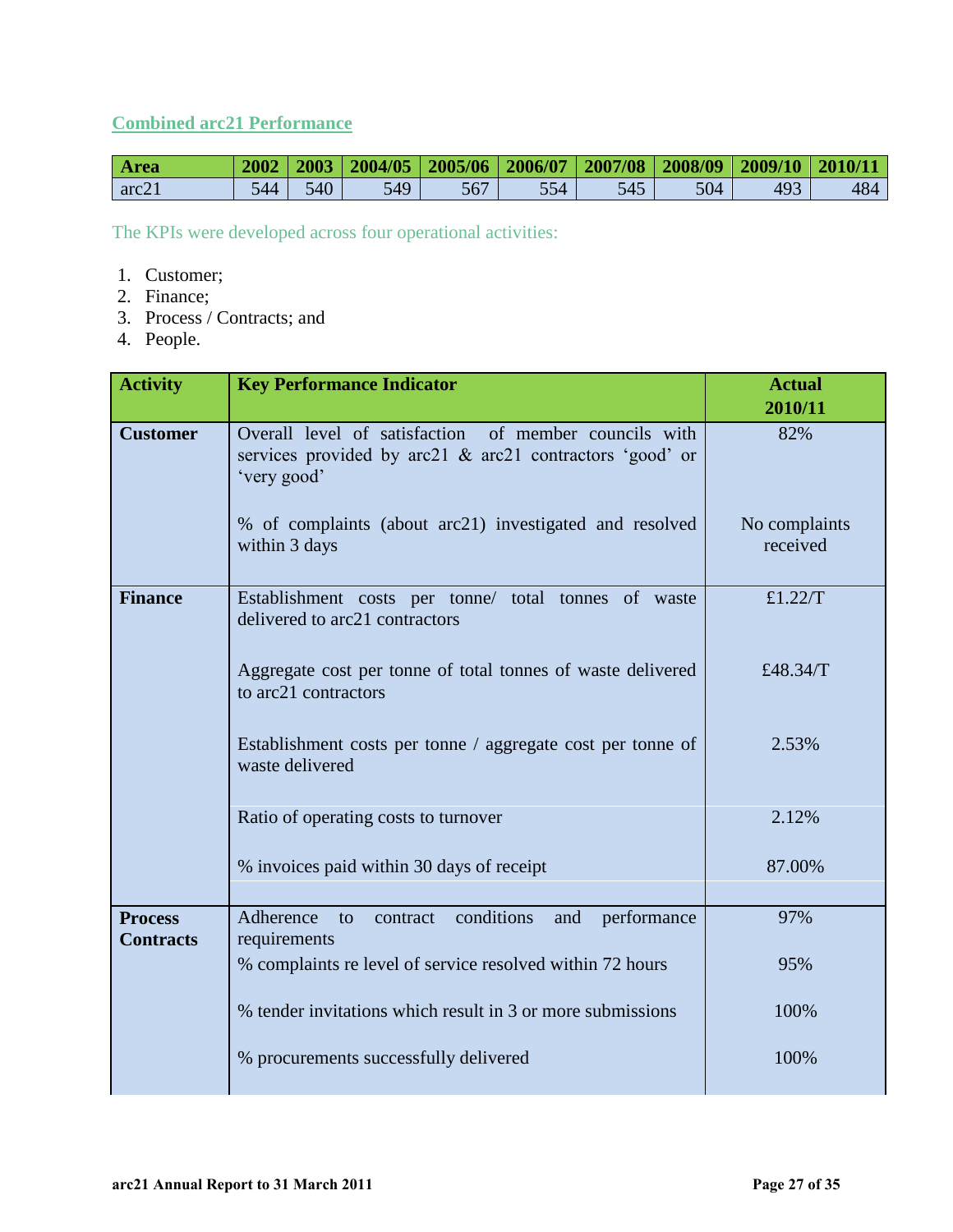## Combined arc21 Performance

| Area | 2002 | 2003 | 2004/05 | 2005/06 | 2006/07 | 2007/08 | 2008/09 | 2009/10 | 2010/11 |
|---|---|---|---|---|---|---|---|---|---|
| arc21 | 544 | 540 | 549 | 567 | 554 | 545 | 504 | 493 | 484 |

The KPIs were developed across four operational activities:

1. Customer;
2. Finance;
3. Process / Contracts; and
4. People.

| Activity | Key Performance Indicator | Actual 2010/11 |
|---|---|---|
| **Customer** | Overall level of satisfaction of member councils with services provided by arc21 & arc21 contractors 'good' or 'very good' | 82% |
| | % of complaints (about arc21) investigated and resolved within 3 days | No complaints received |
| **Finance** | Establishment costs per tonne/ total tonnes of waste delivered to arc21 contractors | £1.22/T |
| | Aggregate cost per tonne of total tonnes of waste delivered to arc21 contractors | £48.34/T |
| | Establishment costs per tonne / aggregate cost per tonne of waste delivered | 2.53% |
| | Ratio of operating costs to turnover | 2.12% |
| | % invoices paid within 30 days of receipt | 87.00% |
| | | |
| **Process Contracts** | Adherence to contract conditions and performance requirements | 97% |
| | % complaints re level of service resolved within 72 hours | 95% |
| | % tender invitations which result in 3 or more submissions | 100% |
| | % procurements successfully delivered | 100% |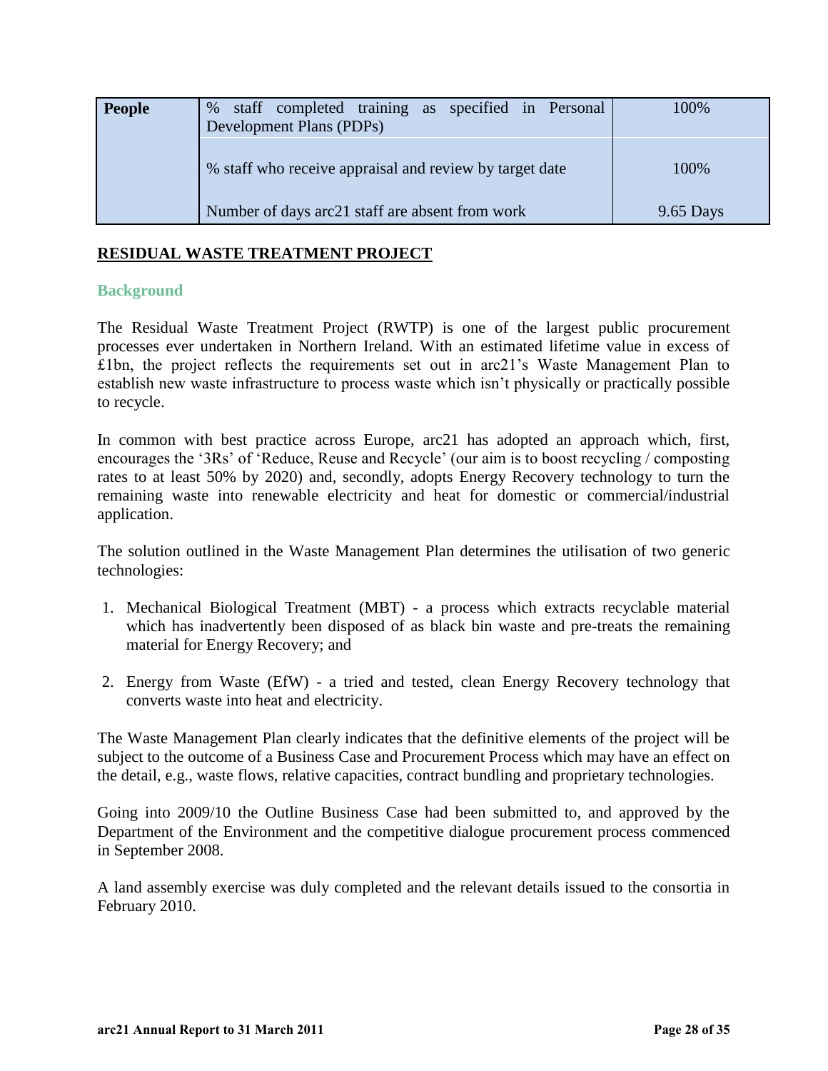| People | % staff completed training as specified in Personal Development Plans (PDPs) | 100% |
|---|---|---|
| | % staff who receive appraisal and review by target date | 100% |
| | Number of days arc21 staff are absent from work | 9.65 Days |

## RESIDUAL WASTE TREATMENT PROJECT

### Background

The Residual Waste Treatment Project (RWTP) is one of the largest public procurement processes ever undertaken in Northern Ireland. With an estimated lifetime value in excess of £1bn, the project reflects the requirements set out in arc21's Waste Management Plan to establish new waste infrastructure to process waste which isn't physically or practically possible to recycle.

In common with best practice across Europe, arc21 has adopted an approach which, first, encourages the '3Rs' of 'Reduce, Reuse and Recycle' (our aim is to boost recycling / composting rates to at least 50% by 2020) and, secondly, adopts Energy Recovery technology to turn the remaining waste into renewable electricity and heat for domestic or commercial/industrial application.

The solution outlined in the Waste Management Plan determines the utilisation of two generic technologies:

1. Mechanical Biological Treatment (MBT) - a process which extracts recyclable material which has inadvertently been disposed of as black bin waste and pre-treats the remaining material for Energy Recovery; and

2. Energy from Waste (EfW) - a tried and tested, clean Energy Recovery technology that converts waste into heat and electricity.

The Waste Management Plan clearly indicates that the definitive elements of the project will be subject to the outcome of a Business Case and Procurement Process which may have an effect on the detail, e.g., waste flows, relative capacities, contract bundling and proprietary technologies.

Going into 2009/10 the Outline Business Case had been submitted to, and approved by the Department of the Environment and the competitive dialogue procurement process commenced in September 2008.

A land assembly exercise was duly completed and the relevant details issued to the consortia in February 2010.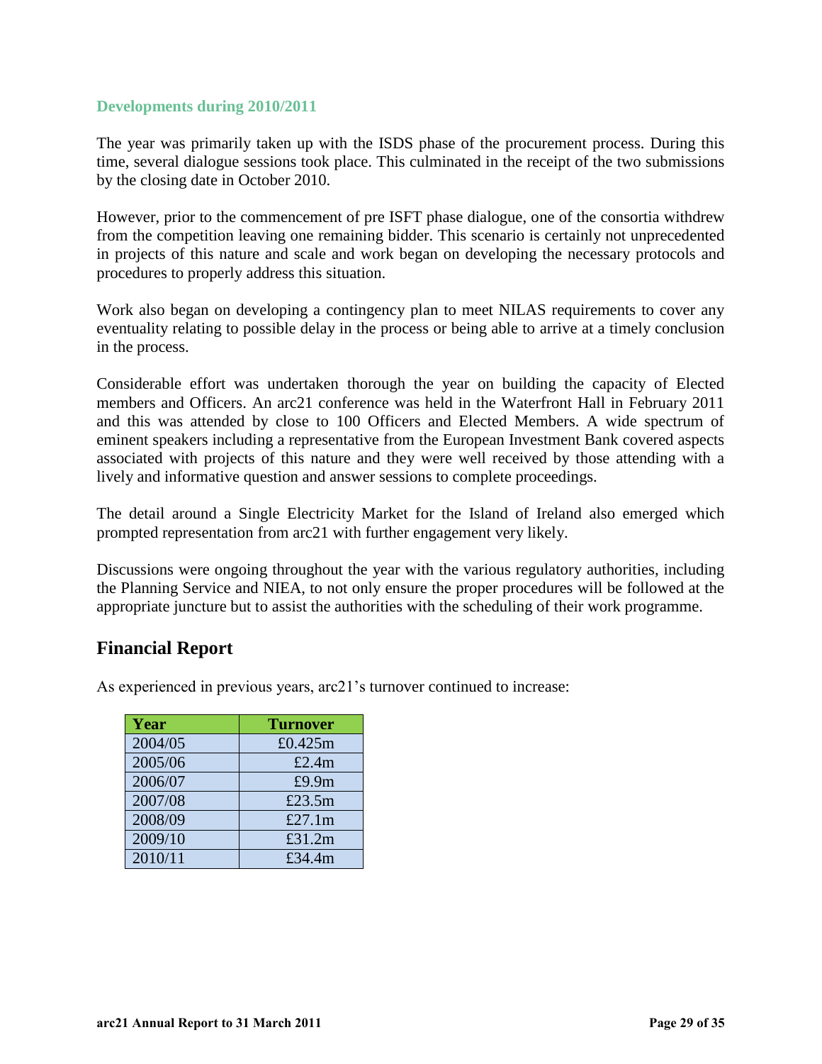### Developments during 2010/2011

The year was primarily taken up with the ISDS phase of the procurement process. During this time, several dialogue sessions took place. This culminated in the receipt of the two submissions by the closing date in October 2010.

However, prior to the commencement of pre ISFT phase dialogue, one of the consortia withdrew from the competition leaving one remaining bidder. This scenario is certainly not unprecedented in projects of this nature and scale and work began on developing the necessary protocols and procedures to properly address this situation.

Work also began on developing a contingency plan to meet NILAS requirements to cover any eventuality relating to possible delay in the process or being able to arrive at a timely conclusion in the process.

Considerable effort was undertaken thorough the year on building the capacity of Elected members and Officers. An arc21 conference was held in the Waterfront Hall in February 2011 and this was attended by close to 100 Officers and Elected Members. A wide spectrum of eminent speakers including a representative from the European Investment Bank covered aspects associated with projects of this nature and they were well received by those attending with a lively and informative question and answer sessions to complete proceedings.

The detail around a Single Electricity Market for the Island of Ireland also emerged which prompted representation from arc21 with further engagement very likely.

Discussions were ongoing throughout the year with the various regulatory authorities, including the Planning Service and NIEA, to not only ensure the proper procedures will be followed at the appropriate juncture but to assist the authorities with the scheduling of their work programme.

## Financial Report

As experienced in previous years, arc21's turnover continued to increase:

| Year | Turnover |
|---|---|
| 2004/05 | £0.425m |
| 2005/06 | £2.4m |
| 2006/07 | £9.9m |
| 2007/08 | £23.5m |
| 2008/09 | £27.1m |
| 2009/10 | £31.2m |
| 2010/11 | £34.4m |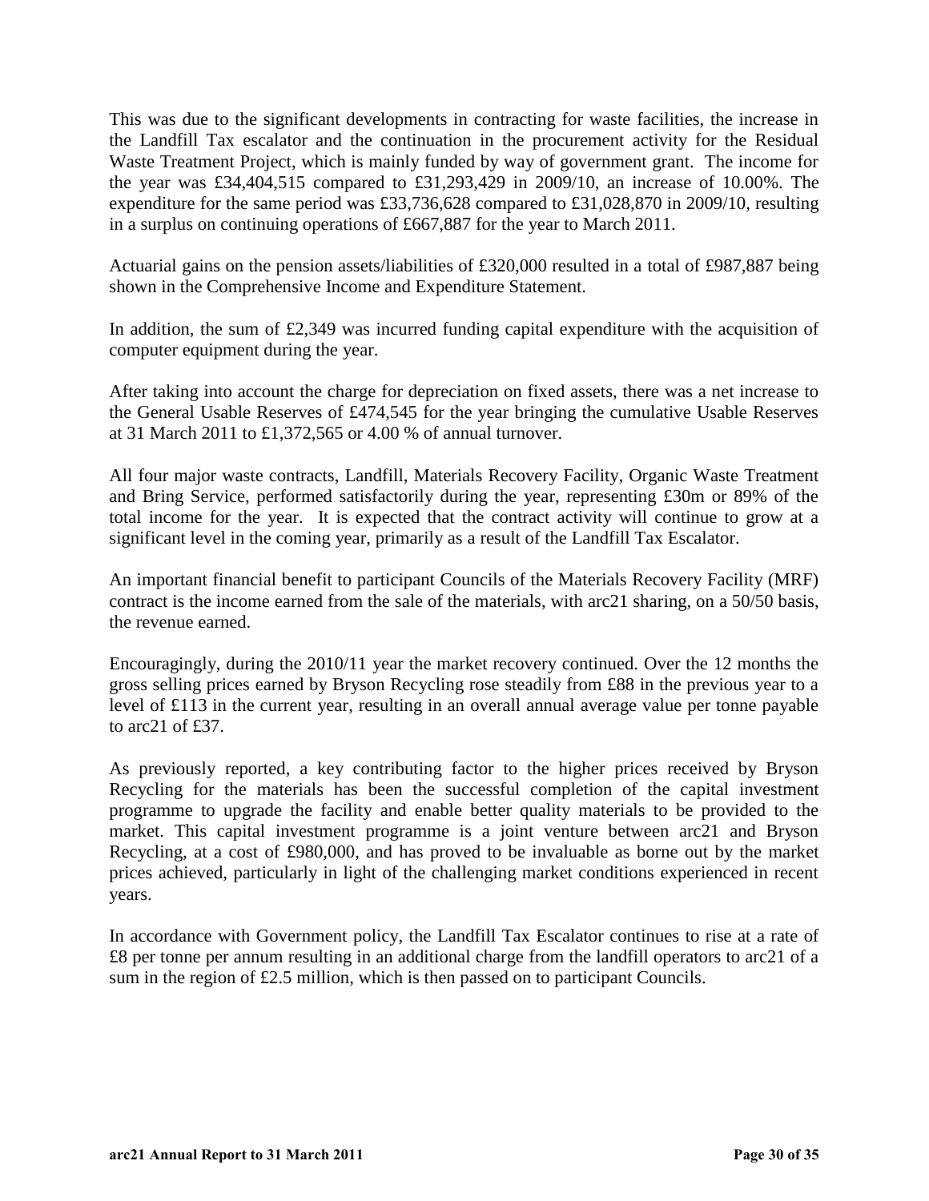This was due to the significant developments in contracting for waste facilities, the increase in the Landfill Tax escalator and the continuation in the procurement activity for the Residual Waste Treatment Project, which is mainly funded by way of government grant. The income for the year was £34,404,515 compared to £31,293,429 in 2009/10, an increase of 10.00%. The expenditure for the same period was £33,736,628 compared to £31,028,870 in 2009/10, resulting in a surplus on continuing operations of £667,887 for the year to March 2011.

Actuarial gains on the pension assets/liabilities of £320,000 resulted in a total of £987,887 being shown in the Comprehensive Income and Expenditure Statement.

In addition, the sum of £2,349 was incurred funding capital expenditure with the acquisition of computer equipment during the year.

After taking into account the charge for depreciation on fixed assets, there was a net increase to the General Usable Reserves of £474,545 for the year bringing the cumulative Usable Reserves at 31 March 2011 to £1,372,565 or 4.00 % of annual turnover.

All four major waste contracts, Landfill, Materials Recovery Facility, Organic Waste Treatment and Bring Service, performed satisfactorily during the year, representing £30m or 89% of the total income for the year. It is expected that the contract activity will continue to grow at a significant level in the coming year, primarily as a result of the Landfill Tax Escalator.

An important financial benefit to participant Councils of the Materials Recovery Facility (MRF) contract is the income earned from the sale of the materials, with arc21 sharing, on a 50/50 basis, the revenue earned.

Encouragingly, during the 2010/11 year the market recovery continued. Over the 12 months the gross selling prices earned by Bryson Recycling rose steadily from £88 in the previous year to a level of £113 in the current year, resulting in an overall annual average value per tonne payable to arc21 of £37.

As previously reported, a key contributing factor to the higher prices received by Bryson Recycling for the materials has been the successful completion of the capital investment programme to upgrade the facility and enable better quality materials to be provided to the market. This capital investment programme is a joint venture between arc21 and Bryson Recycling, at a cost of £980,000, and has proved to be invaluable as borne out by the market prices achieved, particularly in light of the challenging market conditions experienced in recent years.

In accordance with Government policy, the Landfill Tax Escalator continues to rise at a rate of £8 per tonne per annum resulting in an additional charge from the landfill operators to arc21 of a sum in the region of £2.5 million, which is then passed on to participant Councils.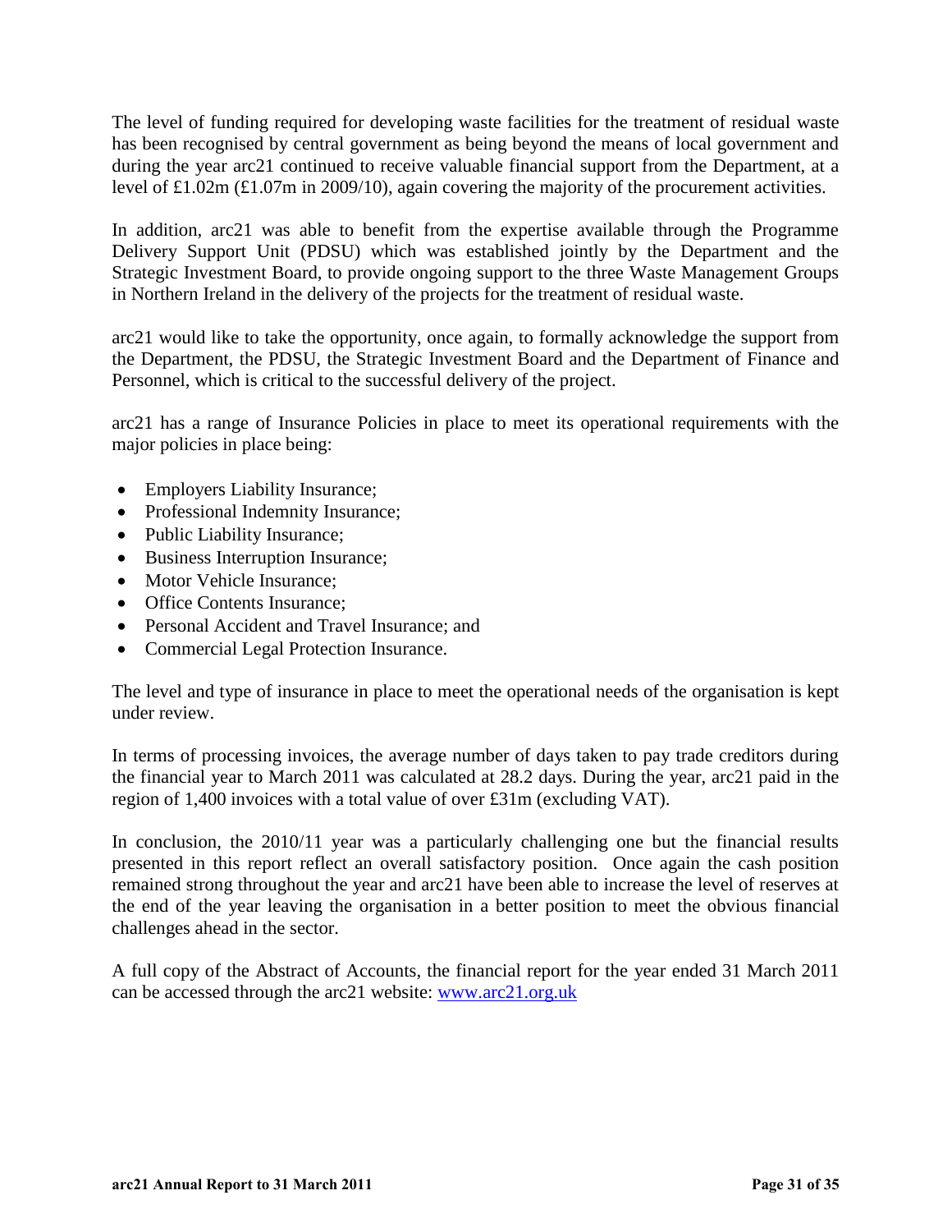The level of funding required for developing waste facilities for the treatment of residual waste has been recognised by central government as being beyond the means of local government and during the year arc21 continued to receive valuable financial support from the Department, at a level of £1.02m (£1.07m in 2009/10), again covering the majority of the procurement activities.

In addition, arc21 was able to benefit from the expertise available through the Programme Delivery Support Unit (PDSU) which was established jointly by the Department and the Strategic Investment Board, to provide ongoing support to the three Waste Management Groups in Northern Ireland in the delivery of the projects for the treatment of residual waste.

arc21 would like to take the opportunity, once again, to formally acknowledge the support from the Department, the PDSU, the Strategic Investment Board and the Department of Finance and Personnel, which is critical to the successful delivery of the project.

arc21 has a range of Insurance Policies in place to meet its operational requirements with the major policies in place being:

- Employers Liability Insurance;
- Professional Indemnity Insurance;
- Public Liability Insurance;
- Business Interruption Insurance;
- Motor Vehicle Insurance;
- Office Contents Insurance;
- Personal Accident and Travel Insurance; and
- Commercial Legal Protection Insurance.

The level and type of insurance in place to meet the operational needs of the organisation is kept under review.

In terms of processing invoices, the average number of days taken to pay trade creditors during the financial year to March 2011 was calculated at 28.2 days. During the year, arc21 paid in the region of 1,400 invoices with a total value of over £31m (excluding VAT).

In conclusion, the 2010/11 year was a particularly challenging one but the financial results presented in this report reflect an overall satisfactory position. Once again the cash position remained strong throughout the year and arc21 have been able to increase the level of reserves at the end of the year leaving the organisation in a better position to meet the obvious financial challenges ahead in the sector.

A full copy of the Abstract of Accounts, the financial report for the year ended 31 March 2011 can be accessed through the arc21 website: www.arc21.org.uk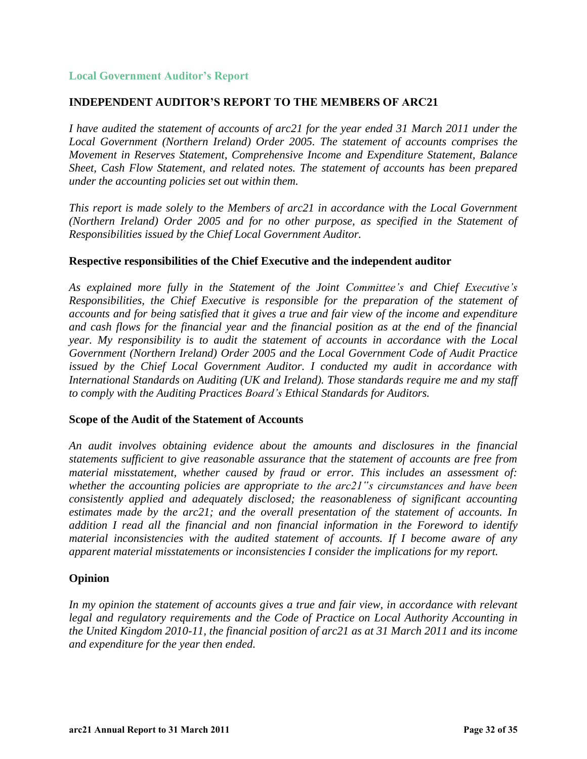## Local Government Auditor's Report

### INDEPENDENT AUDITOR'S REPORT TO THE MEMBERS OF ARC21

*I have audited the statement of accounts of arc21 for the year ended 31 March 2011 under the Local Government (Northern Ireland) Order 2005. The statement of accounts comprises the Movement in Reserves Statement, Comprehensive Income and Expenditure Statement, Balance Sheet, Cash Flow Statement, and related notes. The statement of accounts has been prepared under the accounting policies set out within them.*

*This report is made solely to the Members of arc21 in accordance with the Local Government (Northern Ireland) Order 2005 and for no other purpose, as specified in the Statement of Responsibilities issued by the Chief Local Government Auditor.*

### Respective responsibilities of the Chief Executive and the independent auditor

*As explained more fully in the Statement of the Joint Committee's and Chief Executive's Responsibilities, the Chief Executive is responsible for the preparation of the statement of accounts and for being satisfied that it gives a true and fair view of the income and expenditure and cash flows for the financial year and the financial position as at the end of the financial year. My responsibility is to audit the statement of accounts in accordance with the Local Government (Northern Ireland) Order 2005 and the Local Government Code of Audit Practice issued by the Chief Local Government Auditor. I conducted my audit in accordance with International Standards on Auditing (UK and Ireland). Those standards require me and my staff to comply with the Auditing Practices Board's Ethical Standards for Auditors.*

### Scope of the Audit of the Statement of Accounts

*An audit involves obtaining evidence about the amounts and disclosures in the financial statements sufficient to give reasonable assurance that the statement of accounts are free from material misstatement, whether caused by fraud or error. This includes an assessment of: whether the accounting policies are appropriate to the arc21"s circumstances and have been consistently applied and adequately disclosed; the reasonableness of significant accounting estimates made by the arc21; and the overall presentation of the statement of accounts. In addition I read all the financial and non financial information in the Foreword to identify material inconsistencies with the audited statement of accounts. If I become aware of any apparent material misstatements or inconsistencies I consider the implications for my report.*

### Opinion

*In my opinion the statement of accounts gives a true and fair view, in accordance with relevant legal and regulatory requirements and the Code of Practice on Local Authority Accounting in the United Kingdom 2010-11, the financial position of arc21 as at 31 March 2011 and its income and expenditure for the year then ended.*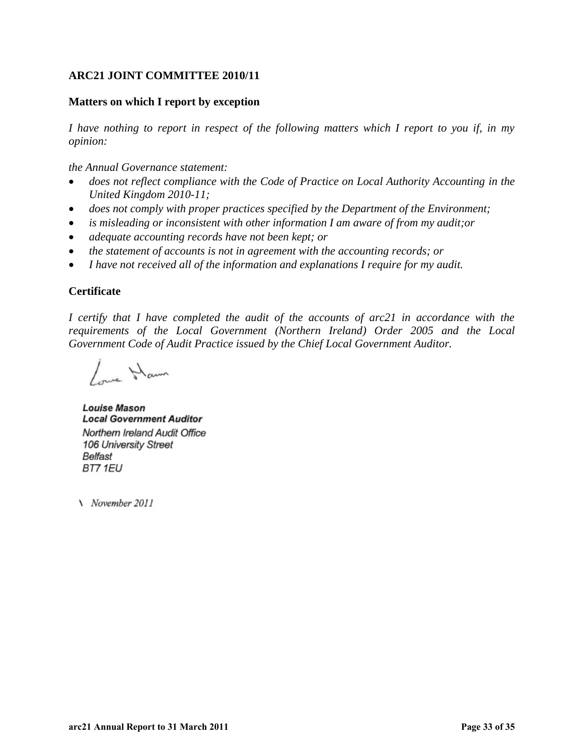**ARC21 JOINT COMMITTEE 2010/11**

**Matters on which I report by exception**

*I have nothing to report in respect of the following matters which I report to you if, in my opinion:*

*the Annual Governance statement:*

- *does not reflect compliance with the Code of Practice on Local Authority Accounting in the United Kingdom 2010-11;*
- *does not comply with proper practices specified by the Department of the Environment;*
- *is misleading or inconsistent with other information I am aware of from my audit;or*
- *adequate accounting records have not been kept; or*
- *the statement of accounts is not in agreement with the accounting records; or*
- *I have not received all of the information and explanations I require for my audit.*

**Certificate**

*I certify that I have completed the audit of the accounts of arc21 in accordance with the requirements of the Local Government (Northern Ireland) Order 2005 and the Local Government Code of Audit Practice issued by the Chief Local Government Auditor.*

***Louise Mason***
***Local Government Auditor***
*Northern Ireland Audit Office*
*106 University Street*
*Belfast*
*BT7 1EU*

\ *November 2011*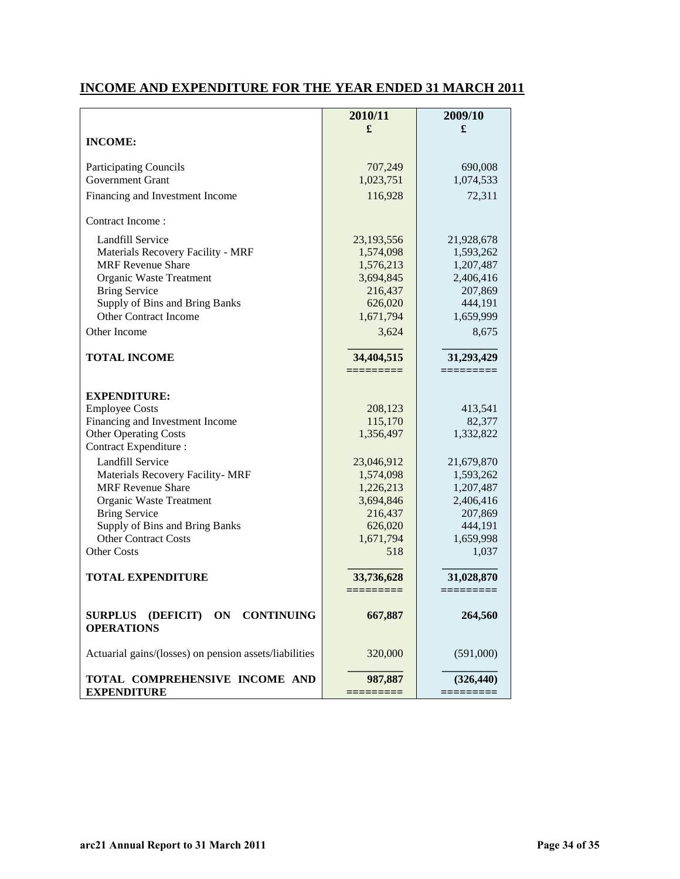## INCOME AND EXPENDITURE FOR THE YEAR ENDED 31 MARCH 2011

| | 2010/11<br>£ | 2009/10<br>£ |
|---|---|---|
| **INCOME:** | | |
| Participating Councils | 707,249 | 690,008 |
| Government Grant | 1,023,751 | 1,074,533 |
| Financing and Investment Income | 116,928 | 72,311 |
| Contract Income : | | |
| Landfill Service | 23,193,556 | 21,928,678 |
| Materials Recovery Facility - MRF | 1,574,098 | 1,593,262 |
| MRF Revenue Share | 1,576,213 | 1,207,487 |
| Organic Waste Treatment | 3,694,845 | 2,406,416 |
| Bring Service | 216,437 | 207,869 |
| Supply of Bins and Bring Banks | 626,020 | 444,191 |
| Other Contract Income | 1,671,794 | 1,659,999 |
| Other Income | 3,624 | 8,675 |
| **TOTAL INCOME** | **34,404,515** | **31,293,429** |
| **EXPENDITURE:** | | |
| Employee Costs | 208,123 | 413,541 |
| Financing and Investment Income | 115,170 | 82,377 |
| Other Operating Costs | 1,356,497 | 1,332,822 |
| Contract Expenditure : | | |
| Landfill Service | 23,046,912 | 21,679,870 |
| Materials Recovery Facility- MRF | 1,574,098 | 1,593,262 |
| MRF Revenue Share | 1,226,213 | 1,207,487 |
| Organic Waste Treatment | 3,694,846 | 2,406,416 |
| Bring Service | 216,437 | 207,869 |
| Supply of Bins and Bring Banks | 626,020 | 444,191 |
| Other Contract Costs | 1,671,794 | 1,659,998 |
| Other Costs | 518 | 1,037 |
| **TOTAL EXPENDITURE** | **33,736,628** | **31,028,870** |
| **SURPLUS (DEFICIT) ON CONTINUING OPERATIONS** | **667,887** | **264,560** |
| Actuarial gains/(losses) on pension assets/liabilities | 320,000 | (591,000) |
| **TOTAL COMPREHENSIVE INCOME AND EXPENDITURE** | **987,887** | **(326,440)** |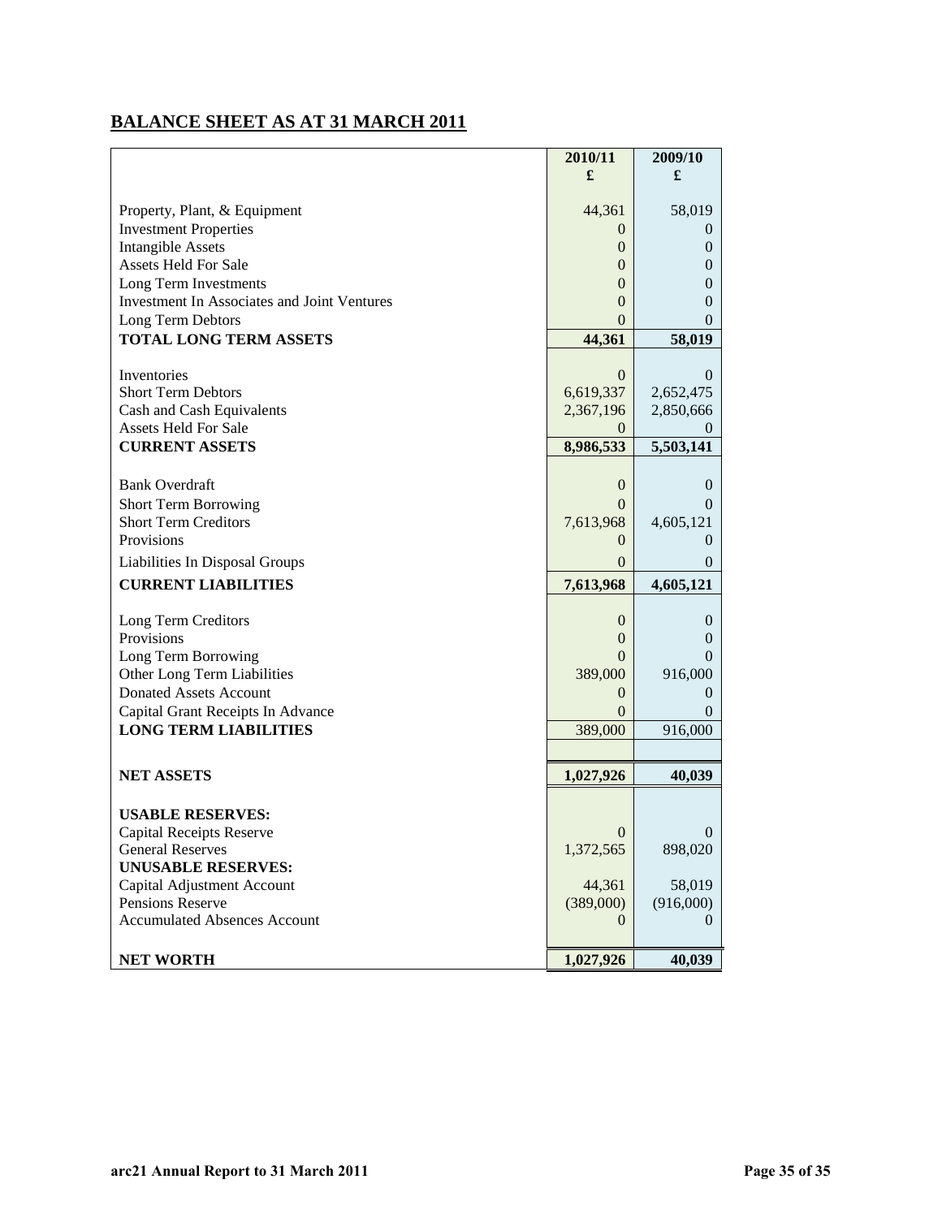# BALANCE SHEET AS AT 31 MARCH 2011

| | 2010/11<br>£ | 2009/10<br>£ |
|---|---|---|
| Property, Plant, & Equipment | 44,361 | 58,019 |
| Investment Properties | 0 | 0 |
| Intangible Assets | 0 | 0 |
| Assets Held For Sale | 0 | 0 |
| Long Term Investments | 0 | 0 |
| Investment In Associates and Joint Ventures | 0 | 0 |
| Long Term Debtors | 0 | 0 |
| **TOTAL LONG TERM ASSETS** | **44,361** | **58,019** |
| Inventories | 0 | 0 |
| Short Term Debtors | 6,619,337 | 2,652,475 |
| Cash and Cash Equivalents | 2,367,196 | 2,850,666 |
| Assets Held For Sale | 0 | 0 |
| **CURRENT ASSETS** | **8,986,533** | **5,503,141** |
| Bank Overdraft | 0 | 0 |
| Short Term Borrowing | 0 | 0 |
| Short Term Creditors | 7,613,968 | 4,605,121 |
| Provisions | 0 | 0 |
| Liabilities In Disposal Groups | 0 | 0 |
| **CURRENT LIABILITIES** | **7,613,968** | **4,605,121** |
| Long Term Creditors | 0 | 0 |
| Provisions | 0 | 0 |
| Long Term Borrowing | 0 | 0 |
| Other Long Term Liabilities | 389,000 | 916,000 |
| Donated Assets Account | 0 | 0 |
| Capital Grant Receipts In Advance | 0 | 0 |
| **LONG TERM LIABILITIES** | 389,000 | 916,000 |
| **NET ASSETS** | **1,027,926** | **40,039** |
| **USABLE RESERVES:** | | |
| Capital Receipts Reserve | 0 | 0 |
| General Reserves | 1,372,565 | 898,020 |
| **UNUSABLE RESERVES:** | | |
| Capital Adjustment Account | 44,361 | 58,019 |
| Pensions Reserve | (389,000) | (916,000) |
| Accumulated Absences Account | 0 | 0 |
| **NET WORTH** | **1,027,926** | **40,039** |

**arc21 Annual Report to 31 March 2011**